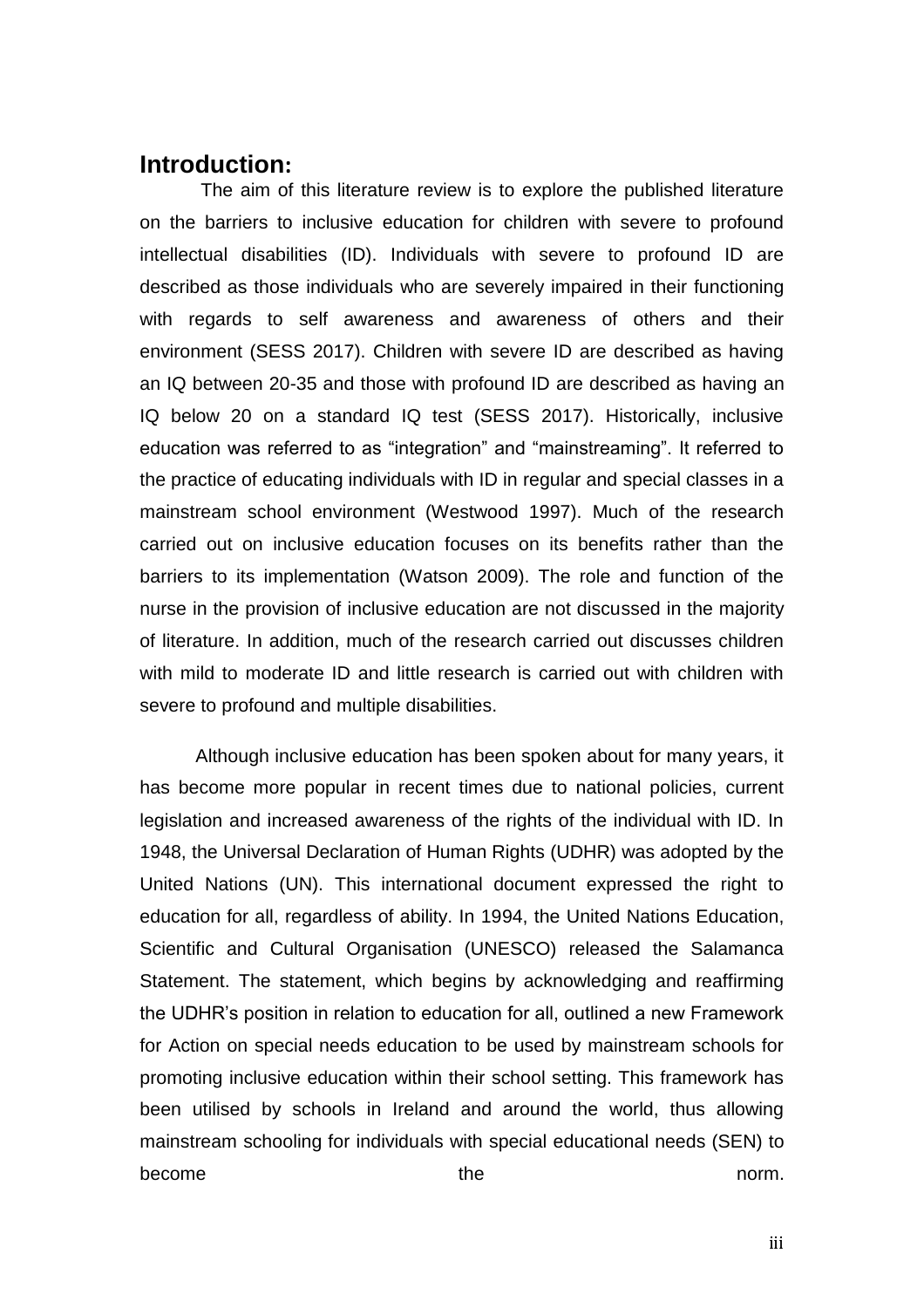## Introduction:

The aim of this literature review is to explore the published literature on the barriers to inclusive education for children with severe to profound intellectual disabilities (ID). Individuals with severe to profound ID are described as those individuals who are severely impaired in their functioning with regards to self awareness and awareness of others and their environment (SESS 2017). Children with severe ID are described as having an IQ between 20-35 and those with profound ID are described as having an IQ below 20 on a standard IQ test (SESS 2017). Historically, inclusive education was referred to as "integration" and "mainstreaming". It referred to the practice of educating individuals with ID in regular and special classes in a mainstream school environment (Westwood 1997). Much of the research carried out on inclusive education focuses on its benefits rather than the barriers to its implementation (Watson 2009). The role and function of the nurse in the provision of inclusive education are not discussed in the majority of literature. In addition, much of the research carried out discusses children with mild to moderate ID and little research is carried out with children with severe to profound and multiple disabilities.

Although inclusive education has been spoken about for many years, it has become more popular in recent times due to national policies, current legislation and increased awareness of the rights of the individual with ID. In 1948, the Universal Declaration of Human Rights (UDHR) was adopted by the United Nations (UN). This international document expressed the right to education for all, regardless of ability. In 1994, the United Nations Education, Scientific and Cultural Organisation (UNESCO) released the Salamanca Statement. The statement, which begins by acknowledging and reaffirming the UDHR's position in relation to education for all, outlined a new Framework for Action on special needs education to be used by mainstream schools for promoting inclusive education within their school setting. This framework has been utilised by schools in Ireland and around the world, thus allowing mainstream schooling for individuals with special educational needs (SEN) to become the norm.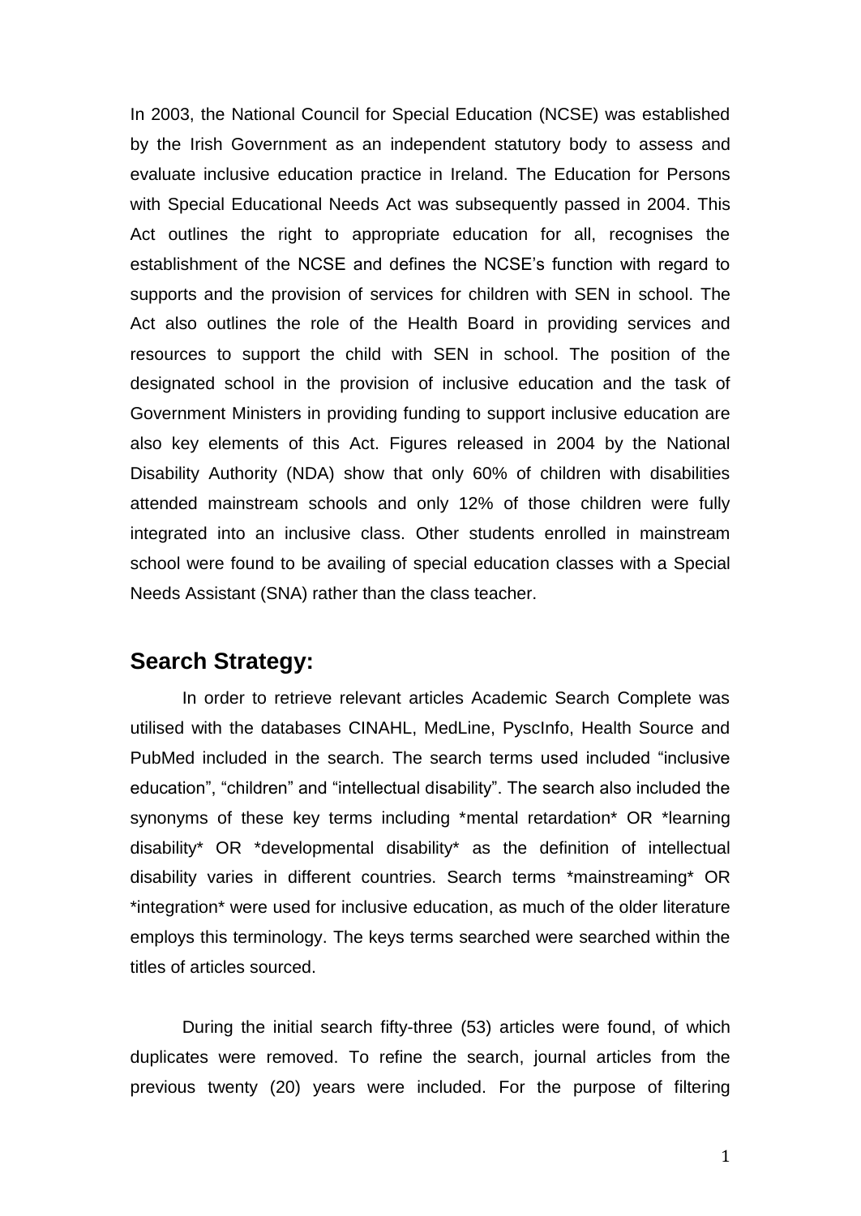In 2003, the National Council for Special Education (NCSE) was established by the Irish Government as an independent statutory body to assess and evaluate inclusive education practice in Ireland. The Education for Persons with Special Educational Needs Act was subsequently passed in 2004. This Act outlines the right to appropriate education for all, recognises the establishment of the NCSE and defines the NCSE's function with regard to supports and the provision of services for children with SEN in school. The Act also outlines the role of the Health Board in providing services and resources to support the child with SEN in school. The position of the designated school in the provision of inclusive education and the task of Government Ministers in providing funding to support inclusive education are also key elements of this Act. Figures released in 2004 by the National Disability Authority (NDA) show that only 60% of children with disabilities attended mainstream schools and only 12% of those children were fully integrated into an inclusive class. Other students enrolled in mainstream school were found to be availing of special education classes with a Special Needs Assistant (SNA) rather than the class teacher.

## Search Strategy:

In order to retrieve relevant articles Academic Search Complete was utilised with the databases CINAHL, MedLine, PyscInfo, Health Source and PubMed included in the search. The search terms used included "inclusive education", "children" and "intellectual disability". The search also included the synonyms of these key terms including *mental retardation* OR *learning disability* OR *developmental disability* as the definition of intellectual disability varies in different countries. Search terms *mainstreaming* OR *integration* were used for inclusive education, as much of the older literature employs this terminology. The keys terms searched were searched within the titles of articles sourced.

During the initial search fifty-three (53) articles were found, of which duplicates were removed. To refine the search, journal articles from the previous twenty (20) years were included. For the purpose of filtering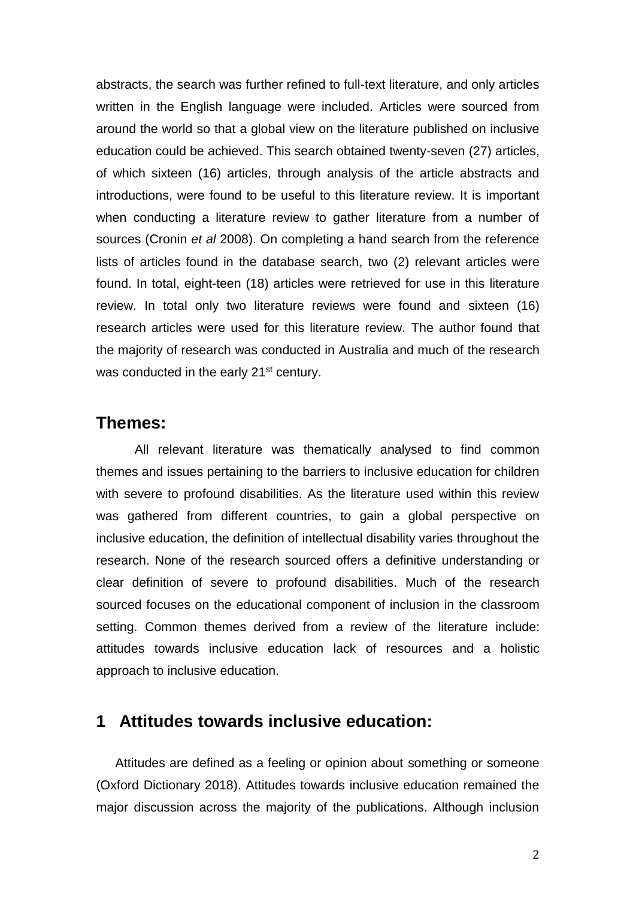abstracts, the search was further refined to full-text literature, and only articles written in the English language were included. Articles were sourced from around the world so that a global view on the literature published on inclusive education could be achieved. This search obtained twenty-seven (27) articles, of which sixteen (16) articles, through analysis of the article abstracts and introductions, were found to be useful to this literature review. It is important when conducting a literature review to gather literature from a number of sources (Cronin *et al* 2008). On completing a hand search from the reference lists of articles found in the database search, two (2) relevant articles were found. In total, eight-teen (18) articles were retrieved for use in this literature review. In total only two literature reviews were found and sixteen (16) research articles were used for this literature review. The author found that the majority of research was conducted in Australia and much of the research was conducted in the early 21st century.

## Themes:

All relevant literature was thematically analysed to find common themes and issues pertaining to the barriers to inclusive education for children with severe to profound disabilities. As the literature used within this review was gathered from different countries, to gain a global perspective on inclusive education, the definition of intellectual disability varies throughout the research. None of the research sourced offers a definitive understanding or clear definition of severe to profound disabilities. Much of the research sourced focuses on the educational component of inclusion in the classroom setting. Common themes derived from a review of the literature include: attitudes towards inclusive education lack of resources and a holistic approach to inclusive education.

## 1 Attitudes towards inclusive education:

Attitudes are defined as a feeling or opinion about something or someone (Oxford Dictionary 2018). Attitudes towards inclusive education remained the major discussion across the majority of the publications. Although inclusion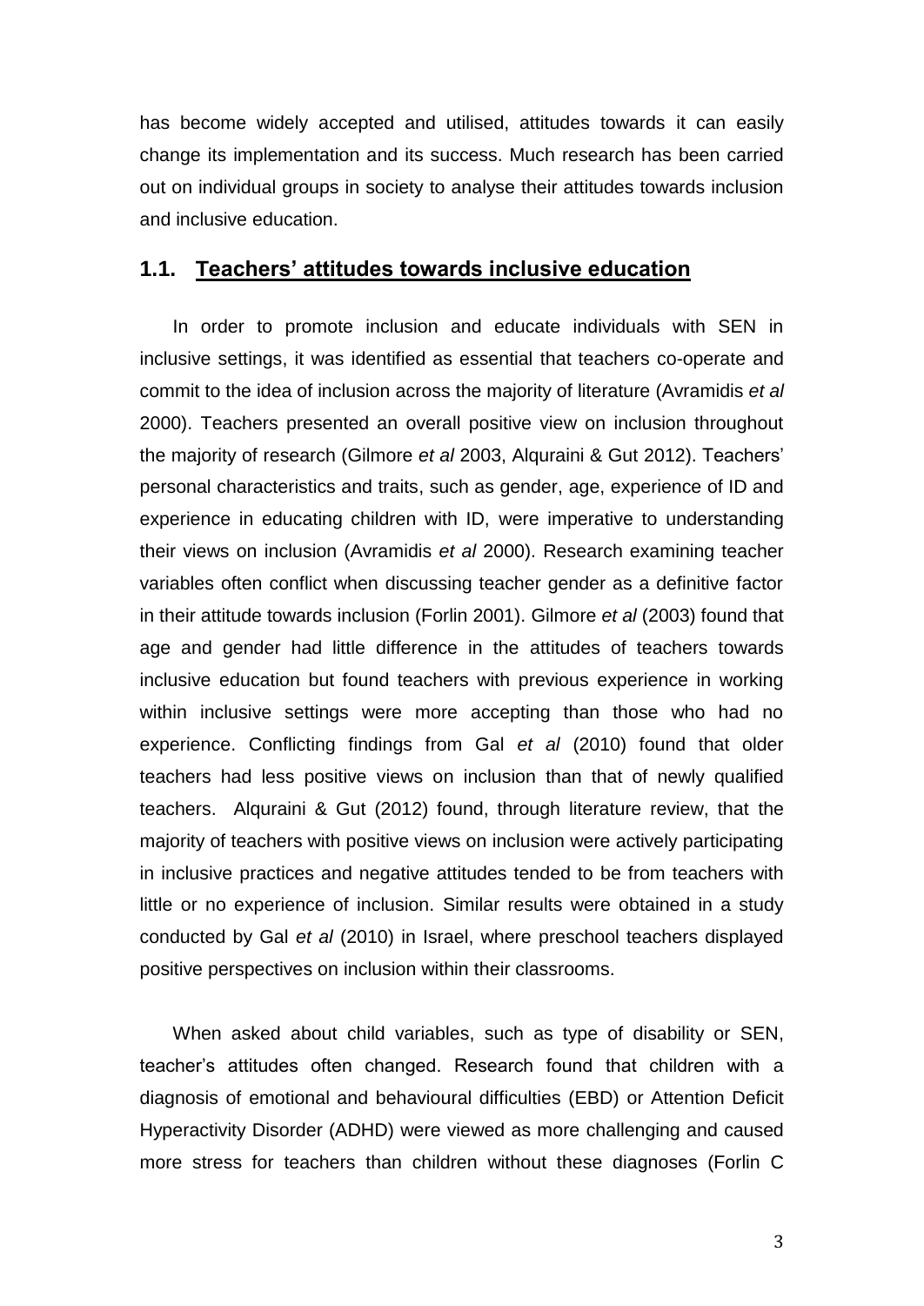has become widely accepted and utilised, attitudes towards it can easily change its implementation and its success. Much research has been carried out on individual groups in society to analyse their attitudes towards inclusion and inclusive education.

## 1.1. Teachers' attitudes towards inclusive education

In order to promote inclusion and educate individuals with SEN in inclusive settings, it was identified as essential that teachers co-operate and commit to the idea of inclusion across the majority of literature (Avramidis *et al* 2000). Teachers presented an overall positive view on inclusion throughout the majority of research (Gilmore *et al* 2003, Alquraini & Gut 2012). Teachers' personal characteristics and traits, such as gender, age, experience of ID and experience in educating children with ID, were imperative to understanding their views on inclusion (Avramidis *et al* 2000). Research examining teacher variables often conflict when discussing teacher gender as a definitive factor in their attitude towards inclusion (Forlin 2001). Gilmore *et al* (2003) found that age and gender had little difference in the attitudes of teachers towards inclusive education but found teachers with previous experience in working within inclusive settings were more accepting than those who had no experience. Conflicting findings from Gal *et al* (2010) found that older teachers had less positive views on inclusion than that of newly qualified teachers. Alquraini & Gut (2012) found, through literature review, that the majority of teachers with positive views on inclusion were actively participating in inclusive practices and negative attitudes tended to be from teachers with little or no experience of inclusion. Similar results were obtained in a study conducted by Gal *et al* (2010) in Israel, where preschool teachers displayed positive perspectives on inclusion within their classrooms.

When asked about child variables, such as type of disability or SEN, teacher's attitudes often changed. Research found that children with a diagnosis of emotional and behavioural difficulties (EBD) or Attention Deficit Hyperactivity Disorder (ADHD) were viewed as more challenging and caused more stress for teachers than children without these diagnoses (Forlin C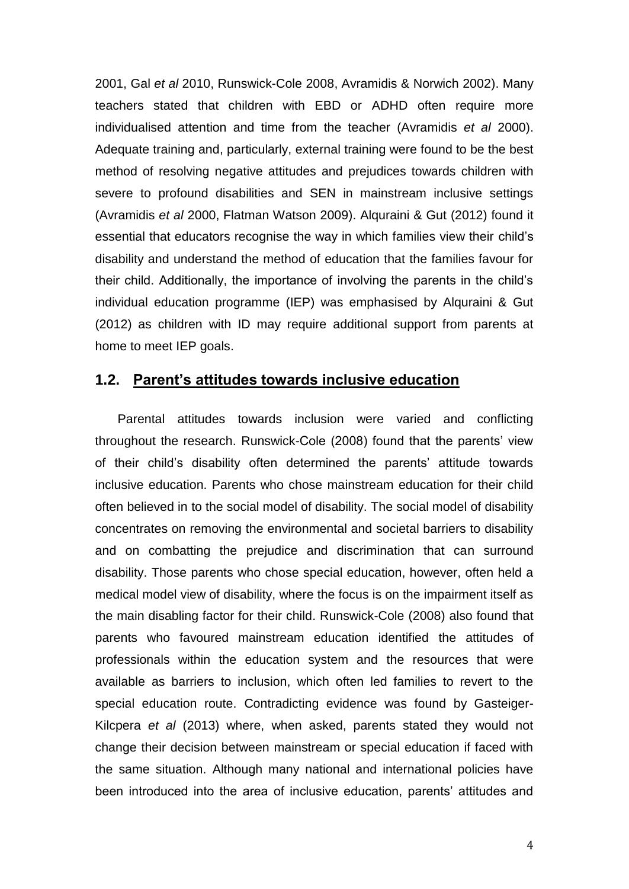2001, Gal *et al* 2010, Runswick-Cole 2008, Avramidis & Norwich 2002). Many teachers stated that children with EBD or ADHD often require more individualised attention and time from the teacher (Avramidis *et al* 2000). Adequate training and, particularly, external training were found to be the best method of resolving negative attitudes and prejudices towards children with severe to profound disabilities and SEN in mainstream inclusive settings (Avramidis *et al* 2000, Flatman Watson 2009). Alquraini & Gut (2012) found it essential that educators recognise the way in which families view their child's disability and understand the method of education that the families favour for their child. Additionally, the importance of involving the parents in the child's individual education programme (IEP) was emphasised by Alquraini & Gut (2012) as children with ID may require additional support from parents at home to meet IEP goals.

## 1.2. Parent's attitudes towards inclusive education

Parental attitudes towards inclusion were varied and conflicting throughout the research. Runswick-Cole (2008) found that the parents' view of their child's disability often determined the parents' attitude towards inclusive education. Parents who chose mainstream education for their child often believed in to the social model of disability. The social model of disability concentrates on removing the environmental and societal barriers to disability and on combatting the prejudice and discrimination that can surround disability. Those parents who chose special education, however, often held a medical model view of disability, where the focus is on the impairment itself as the main disabling factor for their child. Runswick-Cole (2008) also found that parents who favoured mainstream education identified the attitudes of professionals within the education system and the resources that were available as barriers to inclusion, which often led families to revert to the special education route. Contradicting evidence was found by Gasteiger-Kilcpera *et al* (2013) where, when asked, parents stated they would not change their decision between mainstream or special education if faced with the same situation. Although many national and international policies have been introduced into the area of inclusive education, parents' attitudes and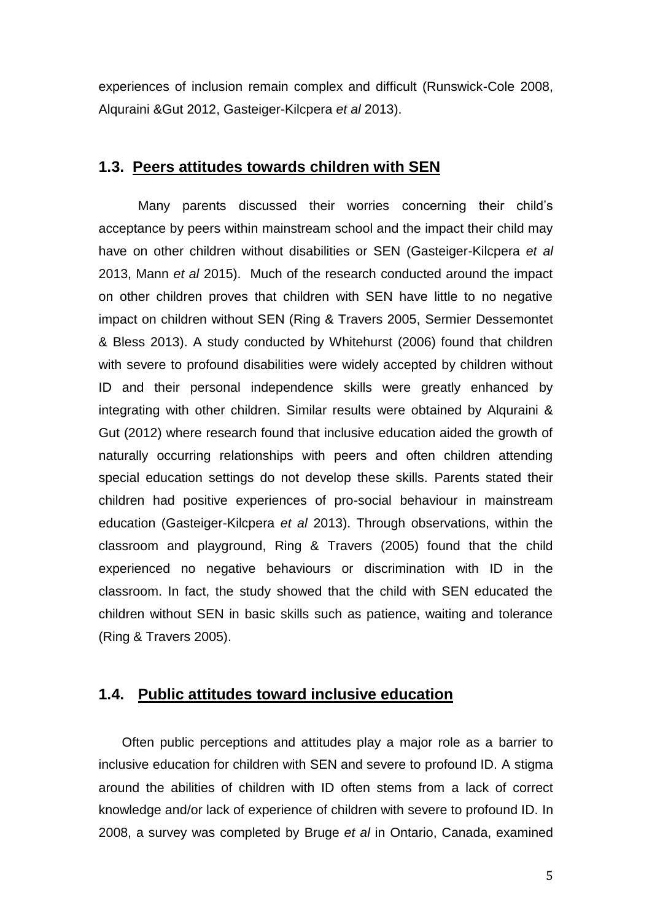experiences of inclusion remain complex and difficult (Runswick-Cole 2008, Alquraini &Gut 2012, Gasteiger-Kilcpera *et al* 2013).

## 1.3. Peers attitudes towards children with SEN

Many parents discussed their worries concerning their child's acceptance by peers within mainstream school and the impact their child may have on other children without disabilities or SEN (Gasteiger-Kilcpera *et al* 2013, Mann *et al* 2015). Much of the research conducted around the impact on other children proves that children with SEN have little to no negative impact on children without SEN (Ring & Travers 2005, Sermier Dessemontet & Bless 2013). A study conducted by Whitehurst (2006) found that children with severe to profound disabilities were widely accepted by children without ID and their personal independence skills were greatly enhanced by integrating with other children. Similar results were obtained by Alquraini & Gut (2012) where research found that inclusive education aided the growth of naturally occurring relationships with peers and often children attending special education settings do not develop these skills. Parents stated their children had positive experiences of pro-social behaviour in mainstream education (Gasteiger-Kilcpera *et al* 2013). Through observations, within the classroom and playground, Ring & Travers (2005) found that the child experienced no negative behaviours or discrimination with ID in the classroom. In fact, the study showed that the child with SEN educated the children without SEN in basic skills such as patience, waiting and tolerance (Ring & Travers 2005).

## 1.4. Public attitudes toward inclusive education

Often public perceptions and attitudes play a major role as a barrier to inclusive education for children with SEN and severe to profound ID. A stigma around the abilities of children with ID often stems from a lack of correct knowledge and/or lack of experience of children with severe to profound ID. In 2008, a survey was completed by Bruge *et al* in Ontario, Canada, examined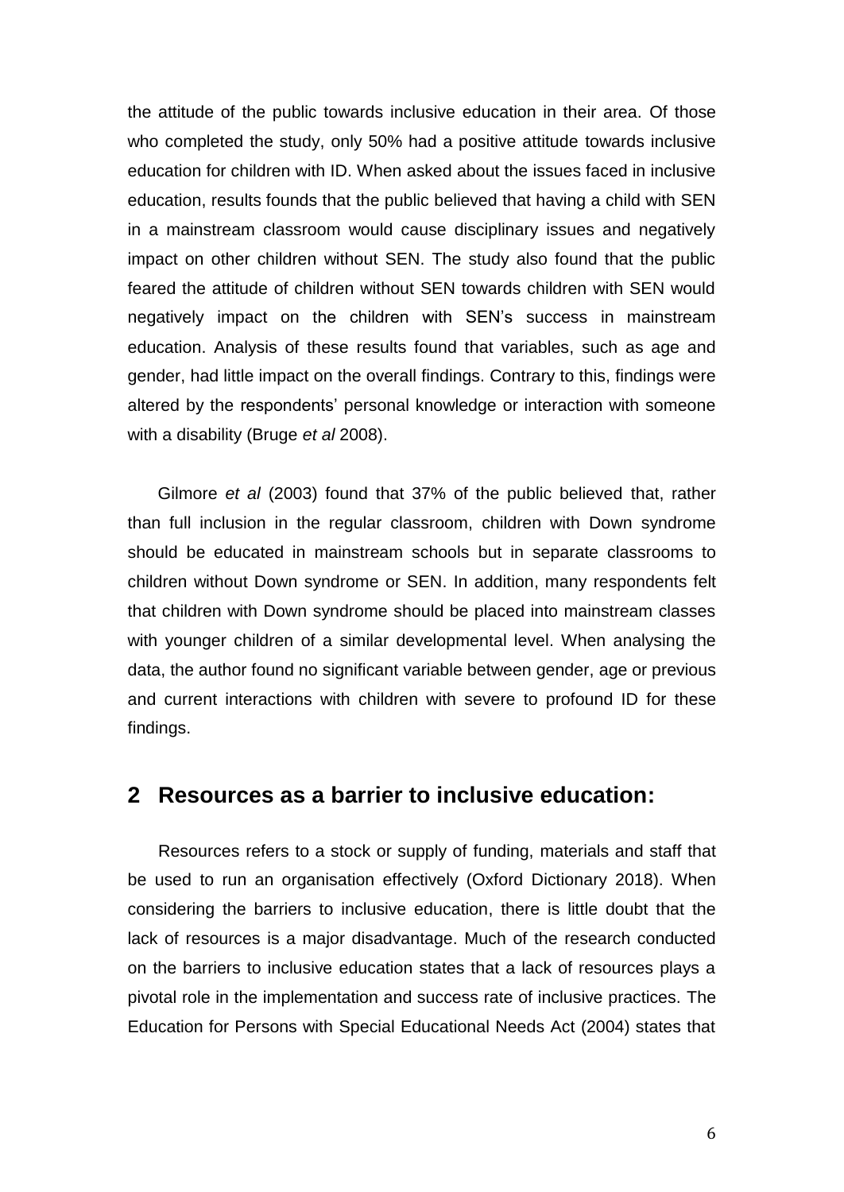the attitude of the public towards inclusive education in their area. Of those who completed the study, only 50% had a positive attitude towards inclusive education for children with ID. When asked about the issues faced in inclusive education, results founds that the public believed that having a child with SEN in a mainstream classroom would cause disciplinary issues and negatively impact on other children without SEN. The study also found that the public feared the attitude of children without SEN towards children with SEN would negatively impact on the children with SEN's success in mainstream education. Analysis of these results found that variables, such as age and gender, had little impact on the overall findings. Contrary to this, findings were altered by the respondents' personal knowledge or interaction with someone with a disability (Bruge *et al* 2008).

Gilmore *et al* (2003) found that 37% of the public believed that, rather than full inclusion in the regular classroom, children with Down syndrome should be educated in mainstream schools but in separate classrooms to children without Down syndrome or SEN. In addition, many respondents felt that children with Down syndrome should be placed into mainstream classes with younger children of a similar developmental level. When analysing the data, the author found no significant variable between gender, age or previous and current interactions with children with severe to profound ID for these findings.

## 2 Resources as a barrier to inclusive education:

Resources refers to a stock or supply of funding, materials and staff that be used to run an organisation effectively (Oxford Dictionary 2018). When considering the barriers to inclusive education, there is little doubt that the lack of resources is a major disadvantage. Much of the research conducted on the barriers to inclusive education states that a lack of resources plays a pivotal role in the implementation and success rate of inclusive practices. The Education for Persons with Special Educational Needs Act (2004) states that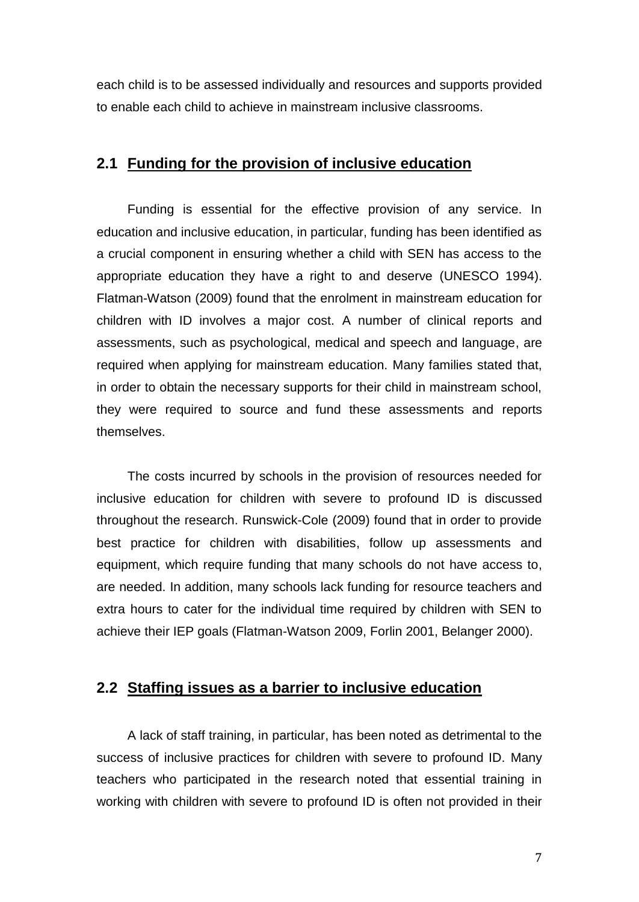each child is to be assessed individually and resources and supports provided to enable each child to achieve in mainstream inclusive classrooms.

## 2.1 Funding for the provision of inclusive education

Funding is essential for the effective provision of any service. In education and inclusive education, in particular, funding has been identified as a crucial component in ensuring whether a child with SEN has access to the appropriate education they have a right to and deserve (UNESCO 1994). Flatman-Watson (2009) found that the enrolment in mainstream education for children with ID involves a major cost. A number of clinical reports and assessments, such as psychological, medical and speech and language, are required when applying for mainstream education. Many families stated that, in order to obtain the necessary supports for their child in mainstream school, they were required to source and fund these assessments and reports themselves.

The costs incurred by schools in the provision of resources needed for inclusive education for children with severe to profound ID is discussed throughout the research. Runswick-Cole (2009) found that in order to provide best practice for children with disabilities, follow up assessments and equipment, which require funding that many schools do not have access to, are needed. In addition, many schools lack funding for resource teachers and extra hours to cater for the individual time required by children with SEN to achieve their IEP goals (Flatman-Watson 2009, Forlin 2001, Belanger 2000).

## 2.2 Staffing issues as a barrier to inclusive education

A lack of staff training, in particular, has been noted as detrimental to the success of inclusive practices for children with severe to profound ID. Many teachers who participated in the research noted that essential training in working with children with severe to profound ID is often not provided in their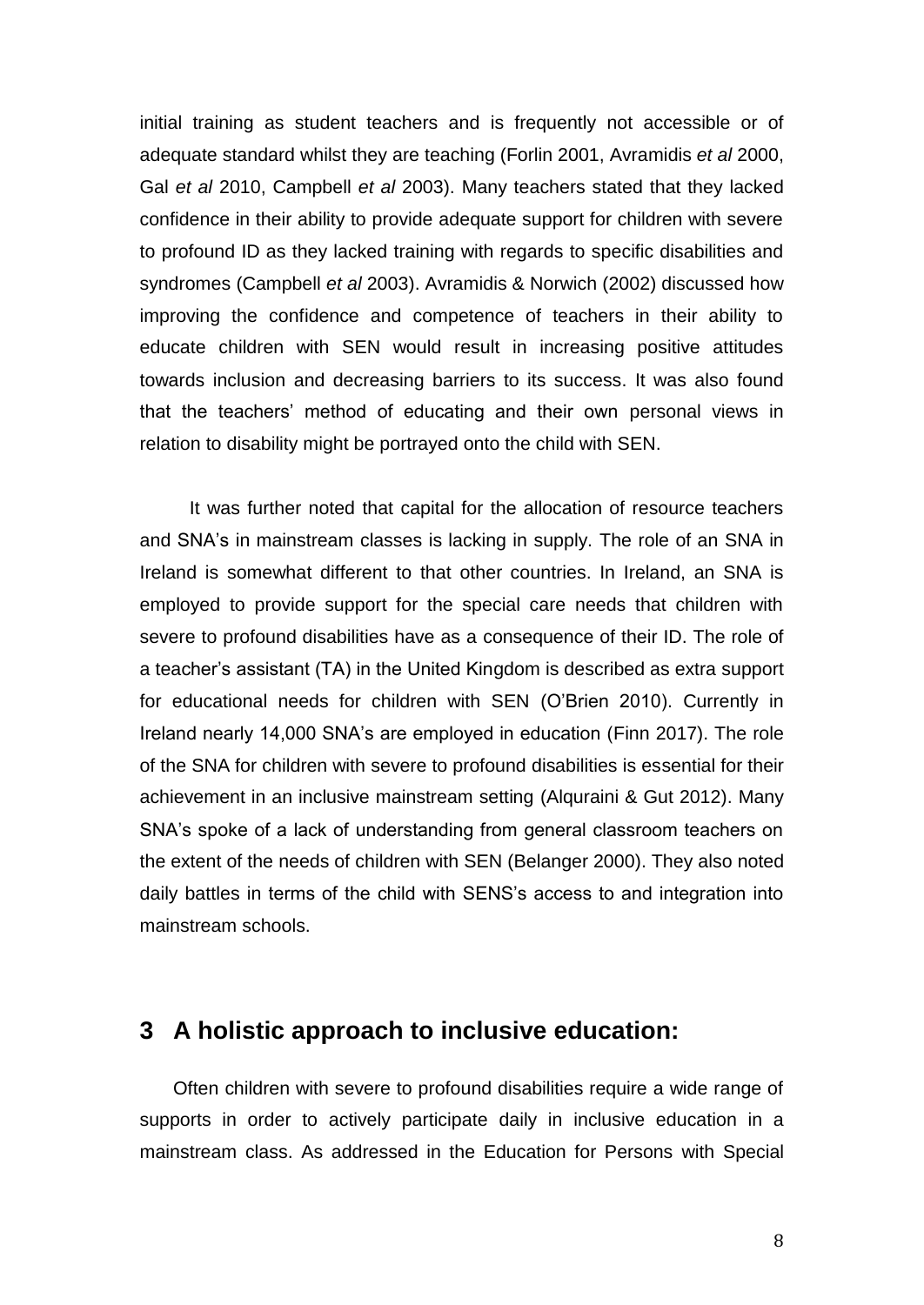initial training as student teachers and is frequently not accessible or of adequate standard whilst they are teaching (Forlin 2001, Avramidis *et al* 2000, Gal *et al* 2010, Campbell *et al* 2003). Many teachers stated that they lacked confidence in their ability to provide adequate support for children with severe to profound ID as they lacked training with regards to specific disabilities and syndromes (Campbell *et al* 2003). Avramidis & Norwich (2002) discussed how improving the confidence and competence of teachers in their ability to educate children with SEN would result in increasing positive attitudes towards inclusion and decreasing barriers to its success. It was also found that the teachers' method of educating and their own personal views in relation to disability might be portrayed onto the child with SEN.

It was further noted that capital for the allocation of resource teachers and SNA's in mainstream classes is lacking in supply. The role of an SNA in Ireland is somewhat different to that other countries. In Ireland, an SNA is employed to provide support for the special care needs that children with severe to profound disabilities have as a consequence of their ID. The role of a teacher's assistant (TA) in the United Kingdom is described as extra support for educational needs for children with SEN (O'Brien 2010). Currently in Ireland nearly 14,000 SNA's are employed in education (Finn 2017). The role of the SNA for children with severe to profound disabilities is essential for their achievement in an inclusive mainstream setting (Alquraini & Gut 2012). Many SNA's spoke of a lack of understanding from general classroom teachers on the extent of the needs of children with SEN (Belanger 2000). They also noted daily battles in terms of the child with SENS's access to and integration into mainstream schools.

# 3 A holistic approach to inclusive education:

Often children with severe to profound disabilities require a wide range of supports in order to actively participate daily in inclusive education in a mainstream class. As addressed in the Education for Persons with Special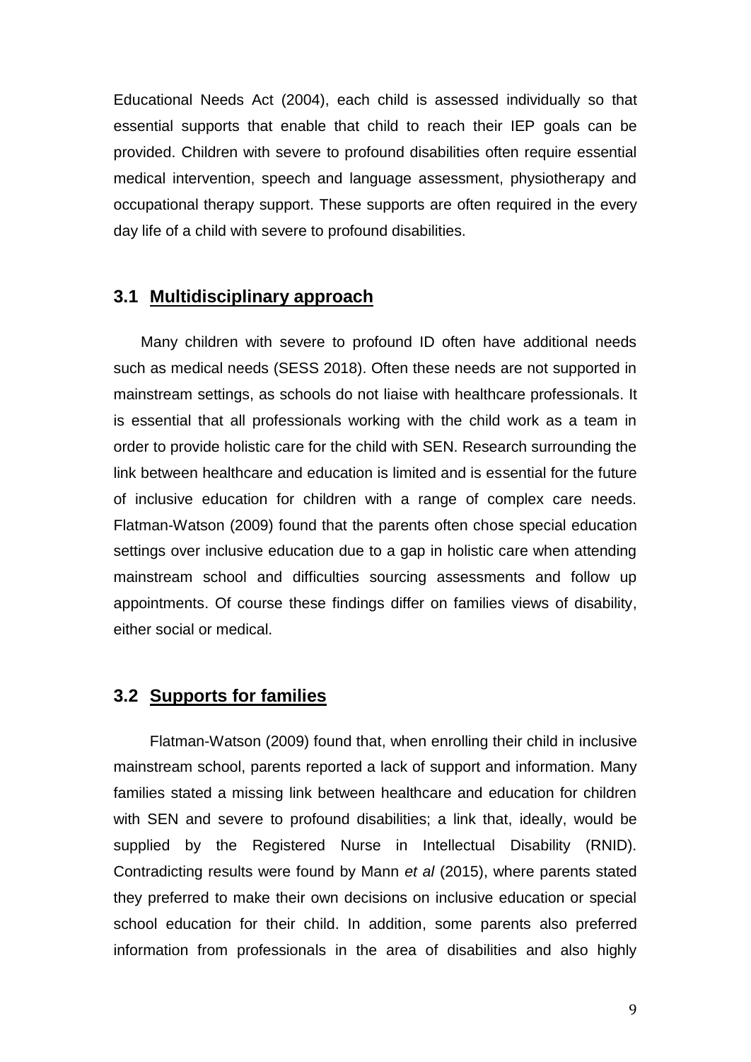Educational Needs Act (2004), each child is assessed individually so that essential supports that enable that child to reach their IEP goals can be provided. Children with severe to profound disabilities often require essential medical intervention, speech and language assessment, physiotherapy and occupational therapy support. These supports are often required in the every day life of a child with severe to profound disabilities.

## 3.1 Multidisciplinary approach

Many children with severe to profound ID often have additional needs such as medical needs (SESS 2018). Often these needs are not supported in mainstream settings, as schools do not liaise with healthcare professionals. It is essential that all professionals working with the child work as a team in order to provide holistic care for the child with SEN. Research surrounding the link between healthcare and education is limited and is essential for the future of inclusive education for children with a range of complex care needs. Flatman-Watson (2009) found that the parents often chose special education settings over inclusive education due to a gap in holistic care when attending mainstream school and difficulties sourcing assessments and follow up appointments. Of course these findings differ on families views of disability, either social or medical.

## 3.2 Supports for families

Flatman-Watson (2009) found that, when enrolling their child in inclusive mainstream school, parents reported a lack of support and information. Many families stated a missing link between healthcare and education for children with SEN and severe to profound disabilities; a link that, ideally, would be supplied by the Registered Nurse in Intellectual Disability (RNID). Contradicting results were found by Mann *et al* (2015), where parents stated they preferred to make their own decisions on inclusive education or special school education for their child. In addition, some parents also preferred information from professionals in the area of disabilities and also highly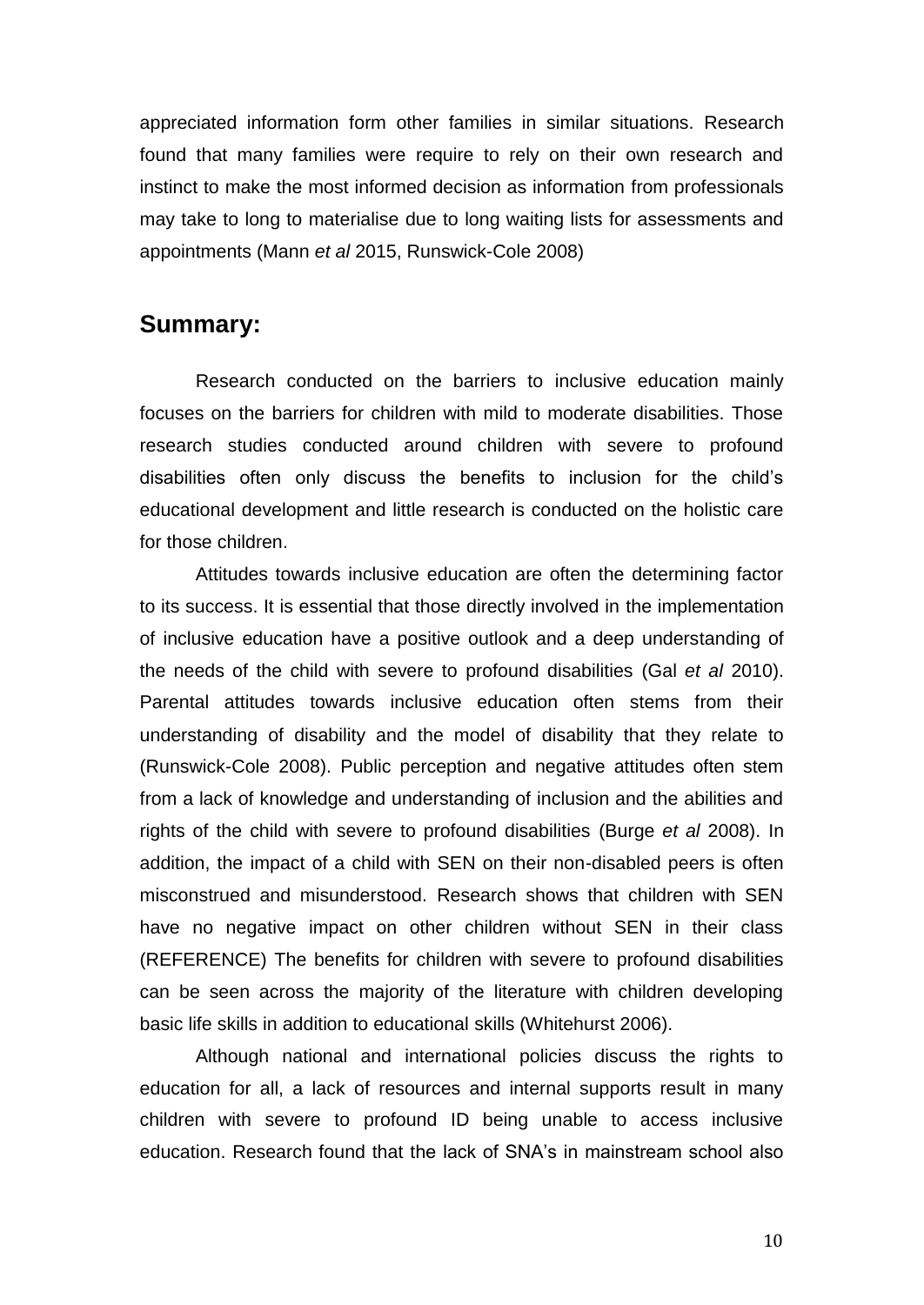appreciated information form other families in similar situations. Research found that many families were require to rely on their own research and instinct to make the most informed decision as information from professionals may take to long to materialise due to long waiting lists for assessments and appointments (Mann *et al* 2015, Runswick-Cole 2008)

## Summary:

Research conducted on the barriers to inclusive education mainly focuses on the barriers for children with mild to moderate disabilities. Those research studies conducted around children with severe to profound disabilities often only discuss the benefits to inclusion for the child's educational development and little research is conducted on the holistic care for those children.

Attitudes towards inclusive education are often the determining factor to its success. It is essential that those directly involved in the implementation of inclusive education have a positive outlook and a deep understanding of the needs of the child with severe to profound disabilities (Gal *et al* 2010). Parental attitudes towards inclusive education often stems from their understanding of disability and the model of disability that they relate to (Runswick-Cole 2008). Public perception and negative attitudes often stem from a lack of knowledge and understanding of inclusion and the abilities and rights of the child with severe to profound disabilities (Burge *et al* 2008). In addition, the impact of a child with SEN on their non-disabled peers is often misconstrued and misunderstood. Research shows that children with SEN have no negative impact on other children without SEN in their class (REFERENCE) The benefits for children with severe to profound disabilities can be seen across the majority of the literature with children developing basic life skills in addition to educational skills (Whitehurst 2006).

Although national and international policies discuss the rights to education for all, a lack of resources and internal supports result in many children with severe to profound ID being unable to access inclusive education. Research found that the lack of SNA's in mainstream school also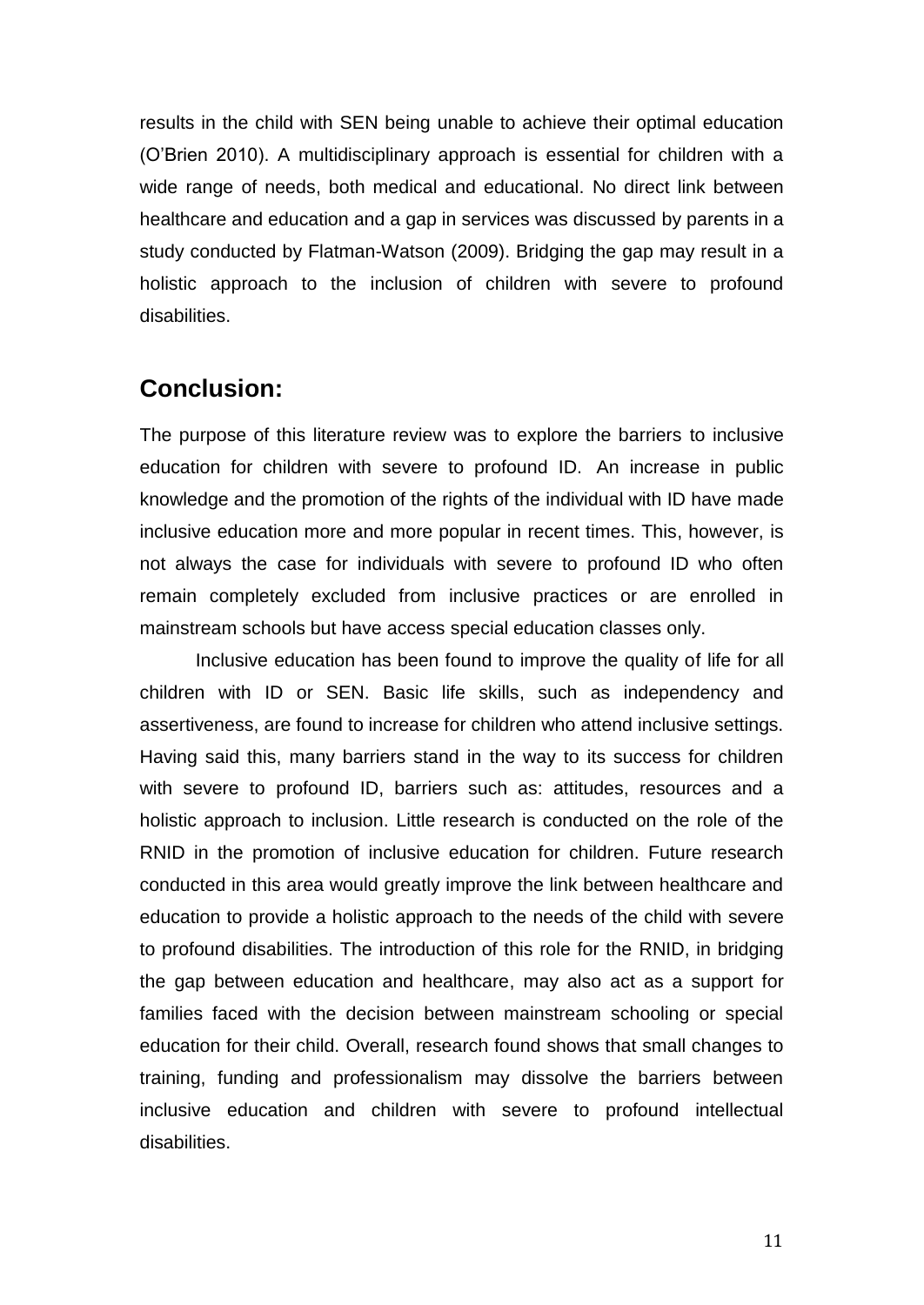results in the child with SEN being unable to achieve their optimal education (O'Brien 2010). A multidisciplinary approach is essential for children with a wide range of needs, both medical and educational. No direct link between healthcare and education and a gap in services was discussed by parents in a study conducted by Flatman-Watson (2009). Bridging the gap may result in a holistic approach to the inclusion of children with severe to profound disabilities.

## Conclusion:

The purpose of this literature review was to explore the barriers to inclusive education for children with severe to profound ID. An increase in public knowledge and the promotion of the rights of the individual with ID have made inclusive education more and more popular in recent times. This, however, is not always the case for individuals with severe to profound ID who often remain completely excluded from inclusive practices or are enrolled in mainstream schools but have access special education classes only.

Inclusive education has been found to improve the quality of life for all children with ID or SEN. Basic life skills, such as independency and assertiveness, are found to increase for children who attend inclusive settings. Having said this, many barriers stand in the way to its success for children with severe to profound ID, barriers such as: attitudes, resources and a holistic approach to inclusion. Little research is conducted on the role of the RNID in the promotion of inclusive education for children. Future research conducted in this area would greatly improve the link between healthcare and education to provide a holistic approach to the needs of the child with severe to profound disabilities. The introduction of this role for the RNID, in bridging the gap between education and healthcare, may also act as a support for families faced with the decision between mainstream schooling or special education for their child. Overall, research found shows that small changes to training, funding and professionalism may dissolve the barriers between inclusive education and children with severe to profound intellectual disabilities.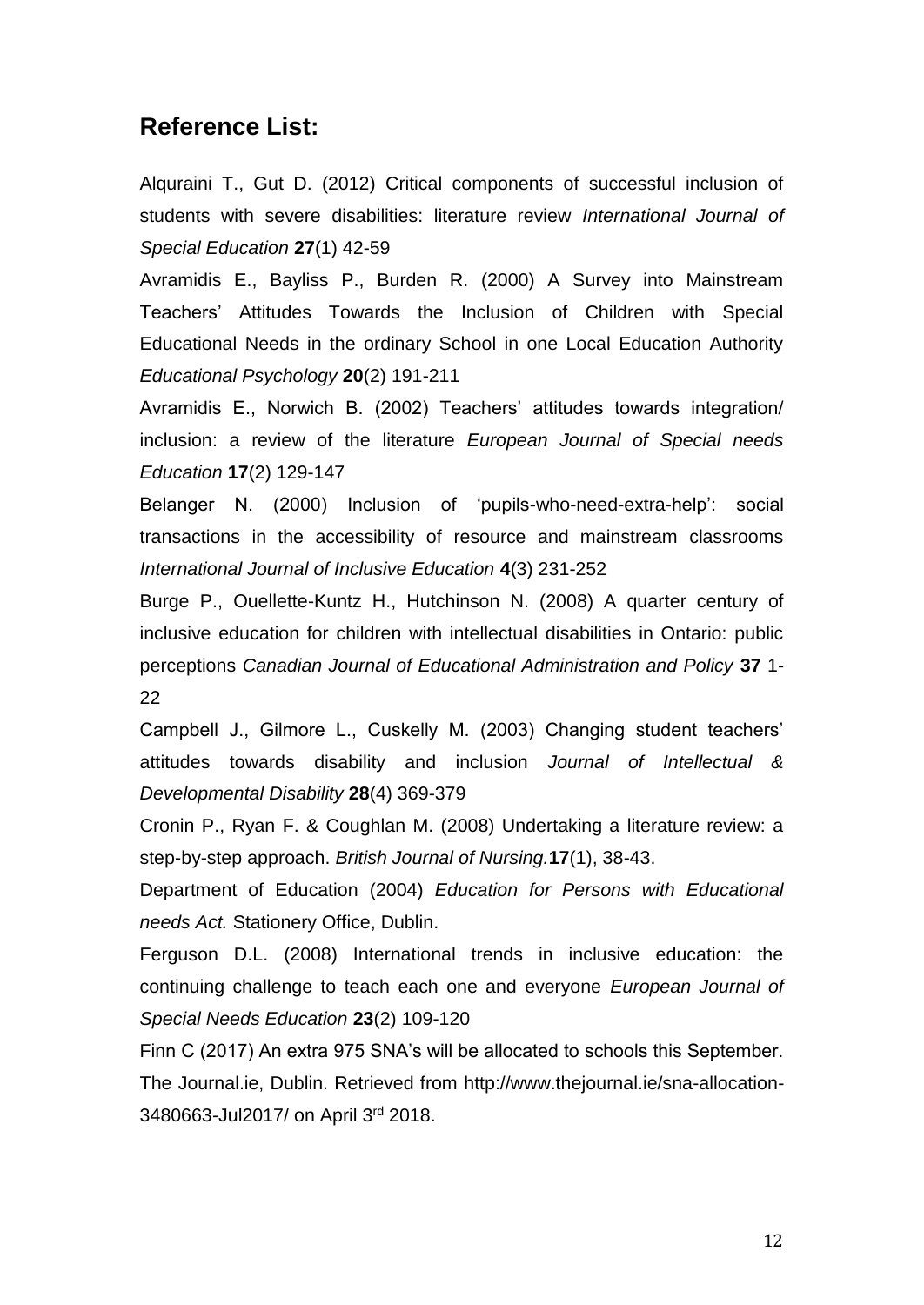## Reference List:

Alquraini T., Gut D. (2012) Critical components of successful inclusion of students with severe disabilities: literature review *International Journal of Special Education* **27**(1) 42-59

Avramidis E., Bayliss P., Burden R. (2000) A Survey into Mainstream Teachers' Attitudes Towards the Inclusion of Children with Special Educational Needs in the ordinary School in one Local Education Authority *Educational Psychology* **20**(2) 191-211

Avramidis E., Norwich B. (2002) Teachers' attitudes towards integration/ inclusion: a review of the literature *European Journal of Special needs Education* **17**(2) 129-147

Belanger N. (2000) Inclusion of 'pupils-who-need-extra-help': social transactions in the accessibility of resource and mainstream classrooms *International Journal of Inclusive Education* **4**(3) 231-252

Burge P., Ouellette-Kuntz H., Hutchinson N. (2008) A quarter century of inclusive education for children with intellectual disabilities in Ontario: public perceptions *Canadian Journal of Educational Administration and Policy* **37** 1-22

Campbell J., Gilmore L., Cuskelly M. (2003) Changing student teachers' attitudes towards disability and inclusion *Journal of Intellectual & Developmental Disability* **28**(4) 369-379

Cronin P., Ryan F. & Coughlan M. (2008) Undertaking a literature review: a step-by-step approach. *British Journal of Nursing.* **17**(1), 38-43.

Department of Education (2004) *Education for Persons with Educational needs Act.* Stationery Office, Dublin.

Ferguson D.L. (2008) International trends in inclusive education: the continuing challenge to teach each one and everyone *European Journal of Special Needs Education* **23**(2) 109-120

Finn C (2017) An extra 975 SNA's will be allocated to schools this September. The Journal.ie, Dublin. Retrieved from http://www.thejournal.ie/sna-allocation-3480663-Jul2017/ on April 3rd 2018.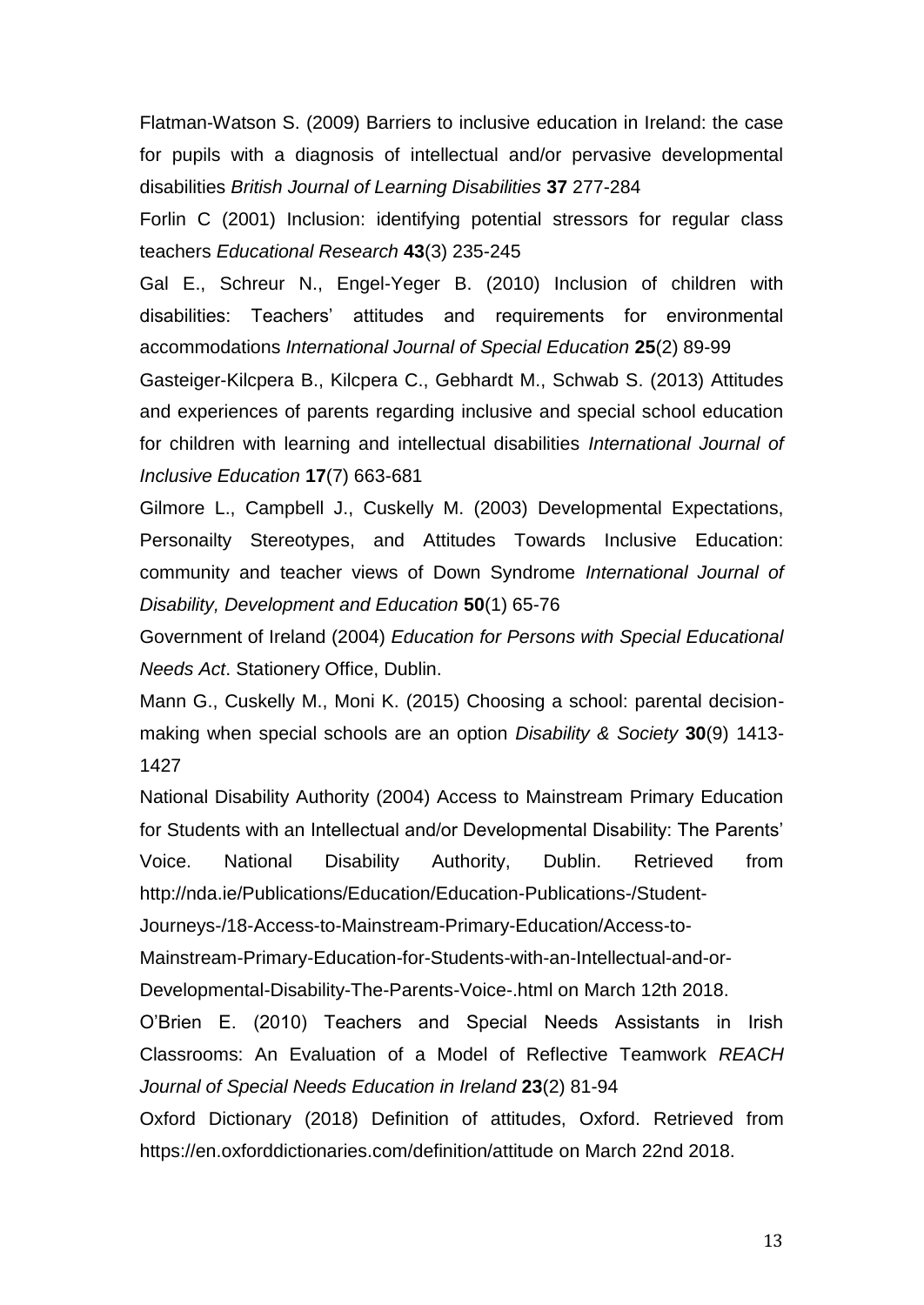Flatman-Watson S. (2009) Barriers to inclusive education in Ireland: the case for pupils with a diagnosis of intellectual and/or pervasive developmental disabilities *British Journal of Learning Disabilities* **37** 277-284

Forlin C (2001) Inclusion: identifying potential stressors for regular class teachers *Educational Research* **43**(3) 235-245

Gal E., Schreur N., Engel-Yeger B. (2010) Inclusion of children with disabilities: Teachers' attitudes and requirements for environmental accommodations *International Journal of Special Education* **25**(2) 89-99

Gasteiger-Kilcpera B., Kilcpera C., Gebhardt M., Schwab S. (2013) Attitudes and experiences of parents regarding inclusive and special school education for children with learning and intellectual disabilities *International Journal of Inclusive Education* **17**(7) 663-681

Gilmore L., Campbell J., Cuskelly M. (2003) Developmental Expectations, Personailty Stereotypes, and Attitudes Towards Inclusive Education: community and teacher views of Down Syndrome *International Journal of Disability, Development and Education* **50**(1) 65-76

Government of Ireland (2004) *Education for Persons with Special Educational Needs Act*. Stationery Office, Dublin.

Mann G., Cuskelly M., Moni K. (2015) Choosing a school: parental decision-making when special schools are an option *Disability & Society* **30**(9) 1413-1427

National Disability Authority (2004) Access to Mainstream Primary Education for Students with an Intellectual and/or Developmental Disability: The Parents' Voice. National Disability Authority, Dublin. Retrieved from http://nda.ie/Publications/Education/Education-Publications-/Student-Journeys-/18-Access-to-Mainstream-Primary-Education/Access-to-Mainstream-Primary-Education-for-Students-with-an-Intellectual-and-or-Developmental-Disability-The-Parents-Voice-.html on March 12th 2018.

O'Brien E. (2010) Teachers and Special Needs Assistants in Irish Classrooms: An Evaluation of a Model of Reflective Teamwork *REACH Journal of Special Needs Education in Ireland* **23**(2) 81-94

Oxford Dictionary (2018) Definition of attitudes, Oxford. Retrieved from https://en.oxforddictionaries.com/definition/attitude on March 22nd 2018.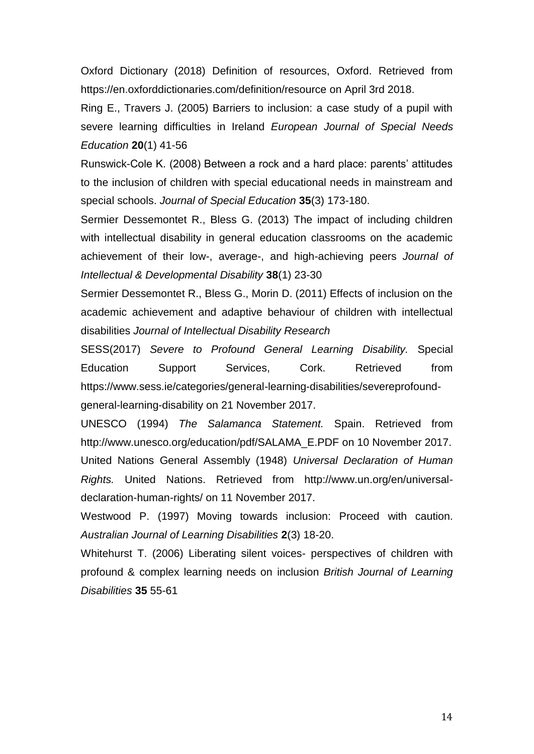Oxford Dictionary (2018) Definition of resources, Oxford. Retrieved from https://en.oxforddictionaries.com/definition/resource on April 3rd 2018.

Ring E., Travers J. (2005) Barriers to inclusion: a case study of a pupil with severe learning difficulties in Ireland *European Journal of Special Needs Education* **20**(1) 41-56

Runswick-Cole K. (2008) Between a rock and a hard place: parents' attitudes to the inclusion of children with special educational needs in mainstream and special schools. *Journal of Special Education* **35**(3) 173-180.

Sermier Dessemontet R., Bless G. (2013) The impact of including children with intellectual disability in general education classrooms on the academic achievement of their low-, average-, and high-achieving peers *Journal of Intellectual & Developmental Disability* **38**(1) 23-30

Sermier Dessemontet R., Bless G., Morin D. (2011) Effects of inclusion on the academic achievement and adaptive behaviour of children with intellectual disabilities *Journal of Intellectual Disability Research*

SESS(2017) *Severe to Profound General Learning Disability.* Special Education Support Services, Cork. Retrieved from https://www.sess.ie/categories/general-learning-disabilities/severeprofound-general-learning-disability on 21 November 2017.

UNESCO (1994) *The Salamanca Statement.* Spain. Retrieved from http://www.unesco.org/education/pdf/SALAMA_E.PDF on 10 November 2017.

United Nations General Assembly (1948) *Universal Declaration of Human Rights.* United Nations. Retrieved from http://www.un.org/en/universal-declaration-human-rights/ on 11 November 2017.

Westwood P. (1997) Moving towards inclusion: Proceed with caution. *Australian Journal of Learning Disabilities* **2**(3) 18-20.

Whitehurst T. (2006) Liberating silent voices- perspectives of children with profound & complex learning needs on inclusion *British Journal of Learning Disabilities* **35** 55-61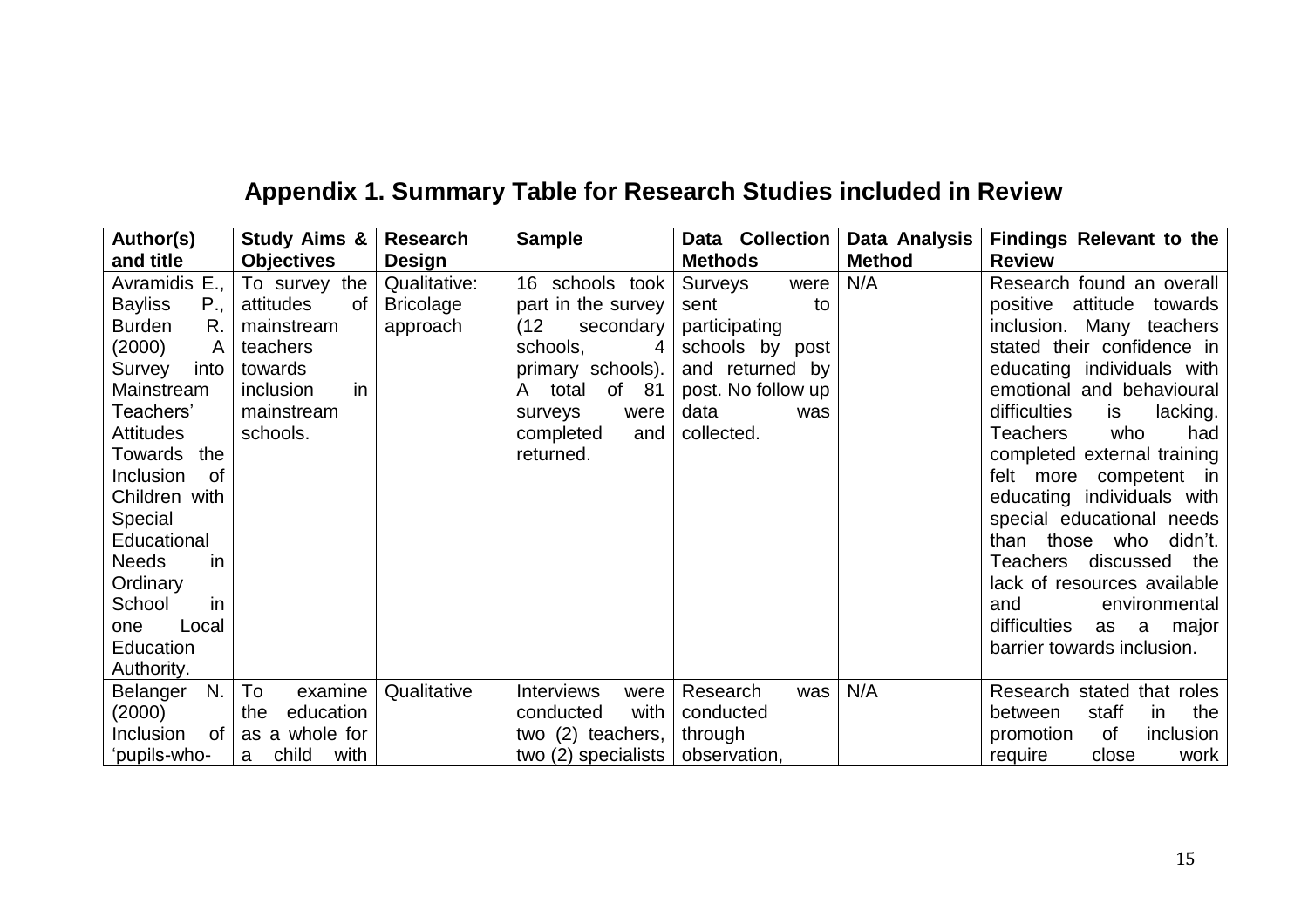# Appendix 1. Summary Table for Research Studies included in Review

| Author(s) and title | Study Aims & Objectives | Research Design | Sample | Data Collection Methods | Data Analysis Method | Findings Relevant to the Review |
|---|---|---|---|---|---|---|
| Avramidis E., Bayliss P., Burden R. (2000) A Survey into Mainstream Teachers' Attitudes Towards the Inclusion of Children with Special Educational Needs in Ordinary School in one Local Education Authority. | To survey the attitudes of mainstream teachers towards inclusion in mainstream schools. | Qualitative: Bricolage approach | 16 schools took part in the survey (12 secondary schools, 4 primary schools). A total of 81 surveys were completed and returned. | Surveys were sent to participating schools by post and returned by post. No follow up data was collected. | N/A | Research found an overall positive attitude towards inclusion. Many teachers stated their confidence in educating individuals with emotional and behavioural difficulties is lacking. Teachers who had completed external training felt more competent in educating individuals with special educational needs than those who didn't. Teachers discussed the lack of resources available and environmental difficulties as a major barrier towards inclusion. |
| Belanger N. (2000) Inclusion of 'pupils-who- | To examine the education as a whole for a child with | Qualitative | Interviews were conducted with two (2) teachers, two (2) specialists | Research was conducted through observation, | N/A | Research stated that roles between staff in the promotion of inclusion require close work |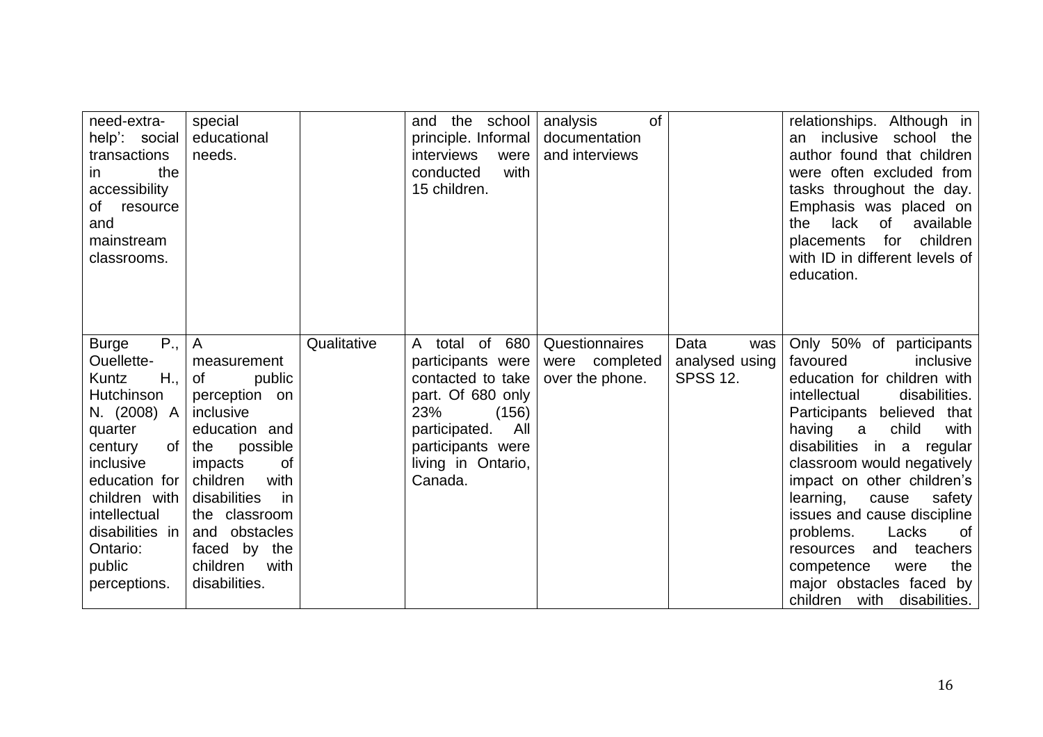| | | | | | | |
|---|---|---|---|---|---|---|
| need-extra-help': social transactions in the accessibility of resource and mainstream classrooms. | special educational needs. | | and the school principle. Informal interviews were conducted with 15 children. | analysis of documentation and interviews | | relationships. Although in an inclusive school the author found that children were often excluded from tasks throughout the day. Emphasis was placed on the lack of available placements for children with ID in different levels of education. |
| Burge P., Ouellette-Kuntz H., Hutchinson N. (2008) A quarter century of inclusive education for children with intellectual disabilities in Ontario: public perceptions. | A measurement of public perception on inclusive education and the possible impacts of children with disabilities in the classroom and obstacles faced by the children with disabilities. | Qualitative | A total of 680 participants were contacted to take part. Of 680 only 23% (156) participated. All participants were living in Ontario, Canada. | Questionnaires were completed over the phone. | Data was analysed using SPSS 12. | Only 50% of participants favoured inclusive education for children with intellectual disabilities. Participants believed that having a child with disabilities in a regular classroom would negatively impact on other children's learning, cause safety issues and cause discipline problems. Lacks of resources and teachers competence were the major obstacles faced by children with disabilities. |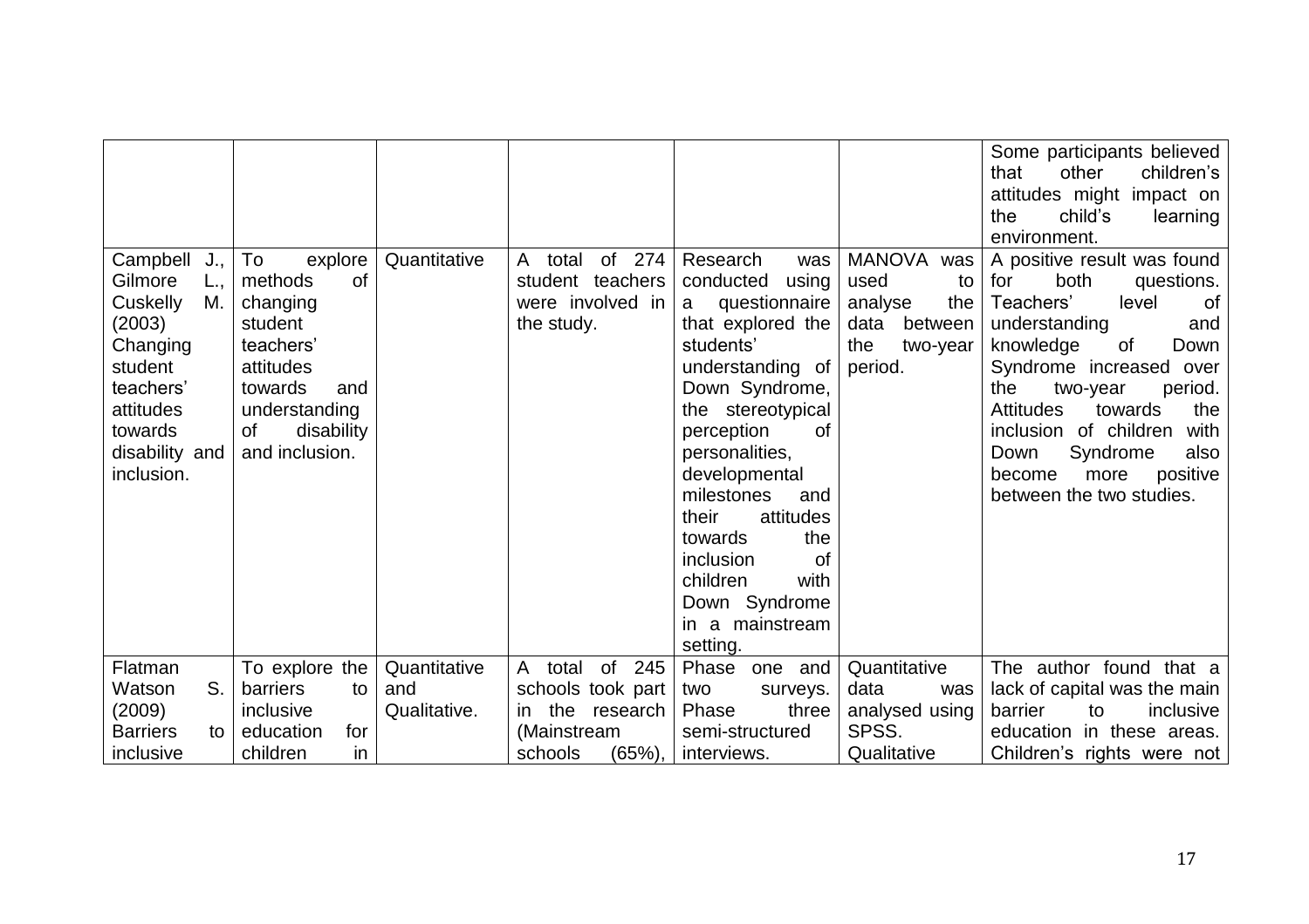| | | | | | | |
|---|---|---|---|---|---|---|
| | | | | | | Some participants believed that other children's attitudes might impact on the child's learning environment. |
| Campbell J., Gilmore L., Cuskelly M. (2003) Changing student teachers' attitudes towards disability and inclusion. | To explore methods of changing student teachers' attitudes towards and understanding of disability and inclusion. | Quantitative | A total of 274 student teachers were involved in the study. | Research was conducted using a questionnaire that explored the students' understanding of Down Syndrome, the stereotypical perception of personalities, developmental milestones and their attitudes towards the inclusion of children with Down Syndrome in a mainstream setting. | MANOVA was used to analyse the data between the two-year period. | A positive result was found for both questions. Teachers' level of understanding and knowledge of Down Syndrome increased over the two-year period. Attitudes towards the inclusion of children with Down Syndrome also become more positive between the two studies. |
| Flatman Watson S. (2009) Barriers to inclusive | To explore the barriers to inclusive education for children in | Quantitative and Qualitative. | A total of 245 schools took part in the research (Mainstream schools (65%), | Phase one and two surveys. Phase three semi-structured interviews. | Quantitative data was analysed using SPSS. Qualitative | The author found that a lack of capital was the main barrier to inclusive education in these areas. Children's rights were not |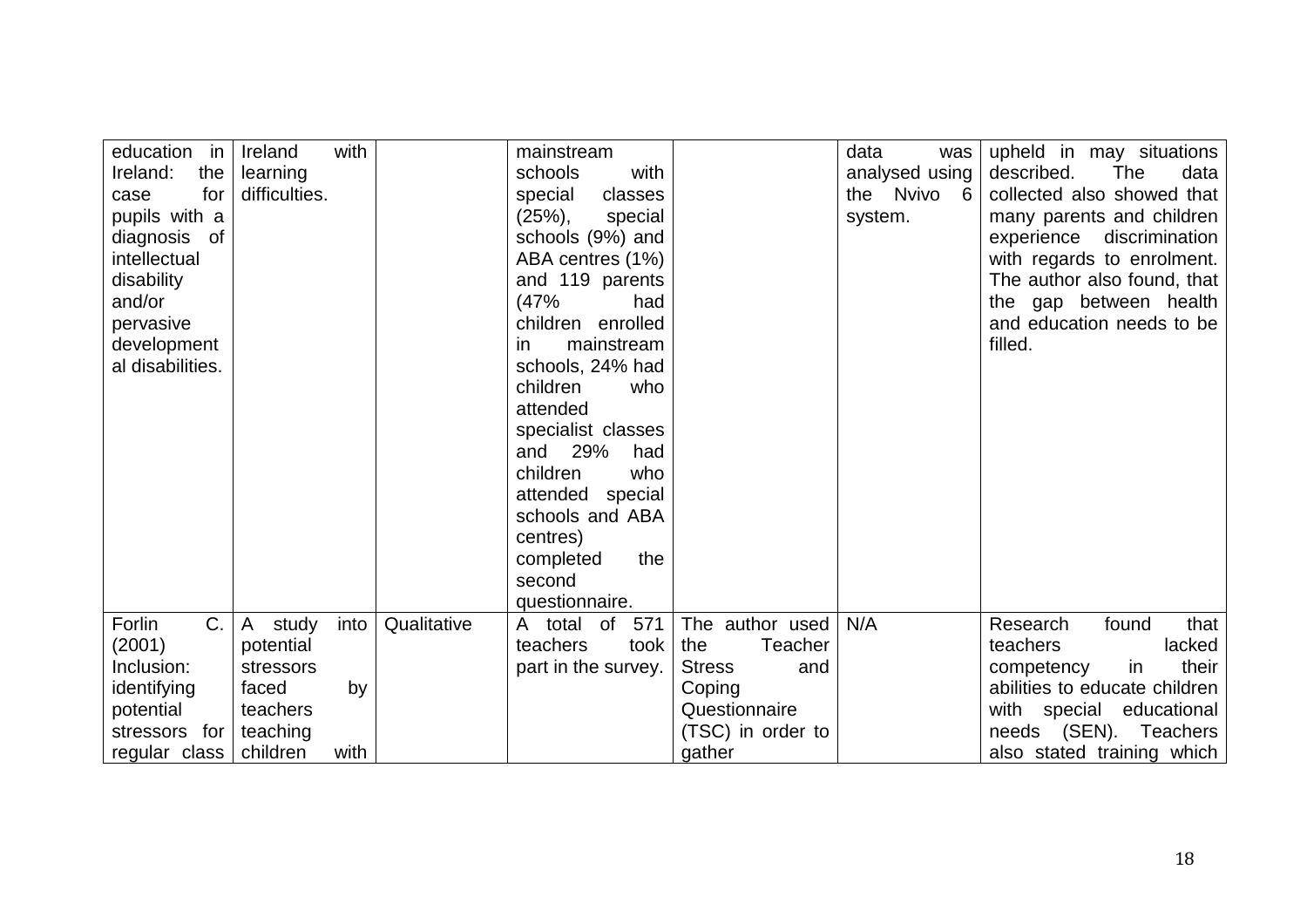| | | | | | | |
|---|---|---|---|---|---|---|
| education in Ireland: the case for pupils with a diagnosis of intellectual disability and/or pervasive developmental disabilities. | Ireland with learning difficulties. | | mainstream schools with special classes (25%), special schools (9%) and ABA centres (1%) and 119 parents (47% had children enrolled in mainstream schools, 24% had children who attended specialist classes and 29% had children who attended special schools and ABA centres) completed the second questionnaire. | | data was analysed using the Nvivo 6 system. | upheld in may situations described. The data collected also showed that many parents and children experience discrimination with regards to enrolment. The author also found, that the gap between health and education needs to be filled. |
| Forlin C. (2001) Inclusion: identifying potential stressors for regular class | A study into potential stressors faced by teachers teaching children with | Qualitative | A total of 571 teachers took part in the survey. | The author used the Teacher Stress and Coping Questionnaire (TSC) in order to gather | N/A | Research found that teachers lacked competency in their abilities to educate children with special educational needs (SEN). Teachers also stated training which |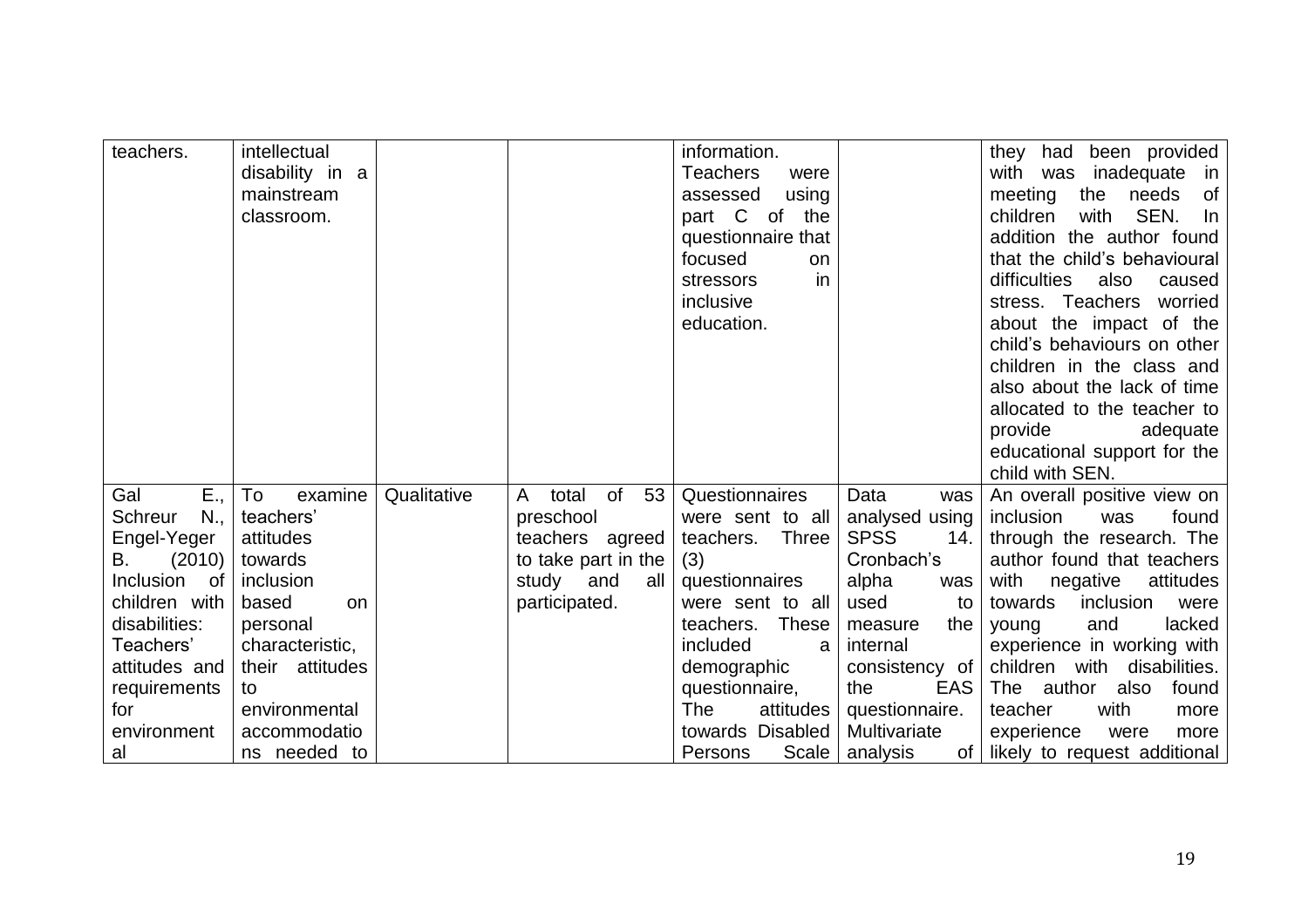| | | | | | | |
|---|---|---|---|---|---|---|
| teachers. | intellectual disability in a mainstream classroom. | | | information. Teachers were assessed using part C of the questionnaire that focused on stressors in inclusive education. | | they had been provided with was inadequate in meeting the needs of children with SEN. In addition the author found that the child's behavioural difficulties also caused stress. Teachers worried about the impact of the child's behaviours on other children in the class and also about the lack of time allocated to the teacher to provide adequate educational support for the child with SEN. |
| Gal E., Schreur N., Engel-Yeger B. (2010) Inclusion of children with disabilities: Teachers' attitudes and requirements for environmental | To examine teachers' attitudes towards inclusion based on personal characteristic, their attitudes to environmental accommodations needed to | Qualitative | A total of 53 preschool teachers agreed to take part in the study and all participated. | Questionnaires were sent to all teachers. Three (3) questionnaires were sent to all teachers. These included a demographic questionnaire, The attitudes towards Disabled Persons Scale | Data was analysed using SPSS 14. Cronbach's alpha was used to measure the internal consistency of the EAS questionnaire. Multivariate analysis of | An overall positive view on inclusion was found through the research. The author found that teachers with negative attitudes towards inclusion were young and lacked experience in working with children with disabilities. The author also found teacher with more experience were more likely to request additional |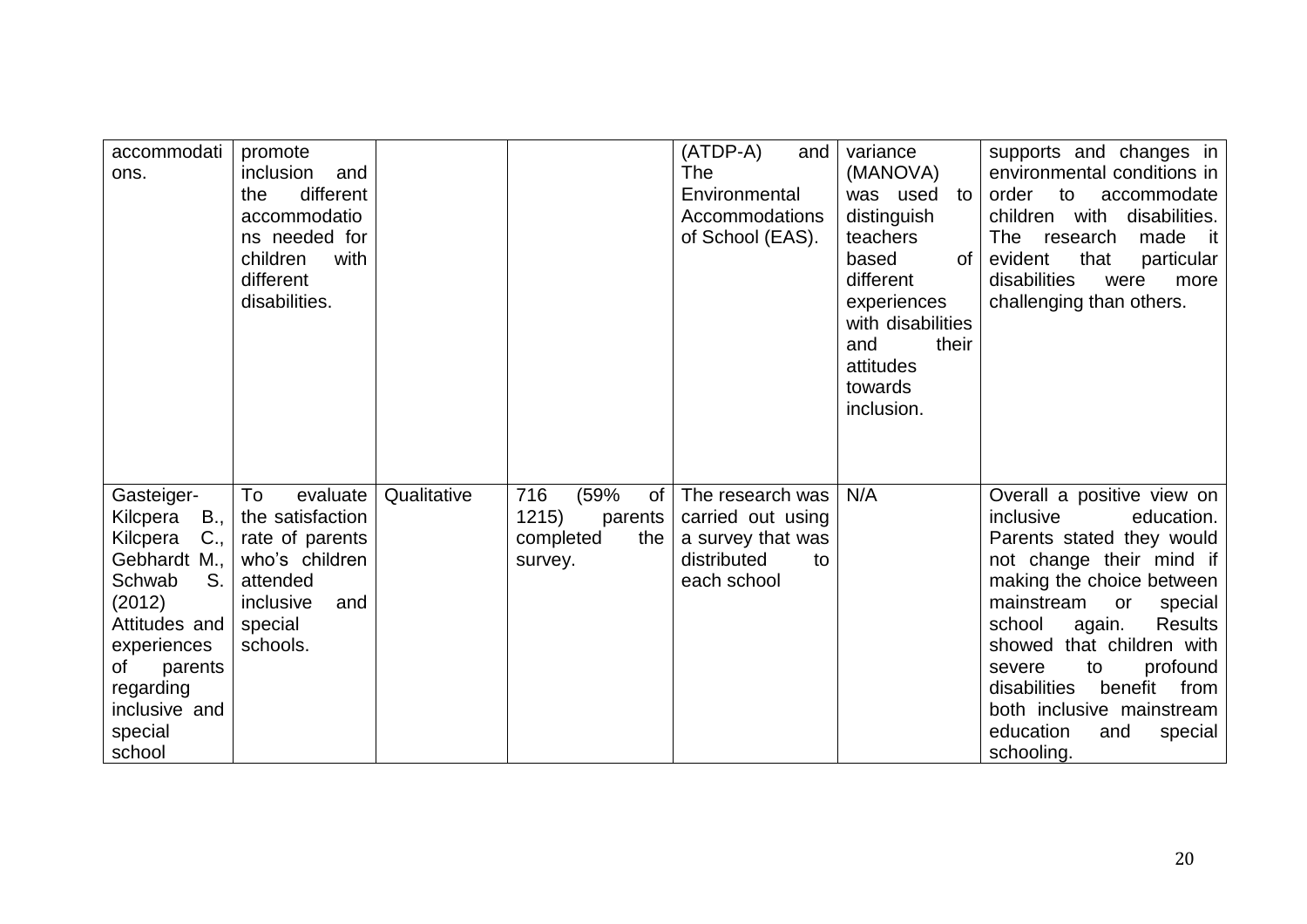| | | | | | | |
|---|---|---|---|---|---|---|
| accommodations. | promote inclusion and the different accommodations needed for children with different disabilities. | | | (ATDP-A) and The Environmental Accommodations of School (EAS). | variance (MANOVA) was used to distinguish teachers based of different experiences with disabilities and their attitudes towards inclusion. | supports and changes in environmental conditions in order to accommodate children with disabilities. The research made it evident that particular disabilities were more challenging than others. |
| Gasteiger-Kilcpera B., Kilcpera C., Gebhardt M., Schwab S. (2012) Attitudes and experiences of parents regarding inclusive and special school | To evaluate the satisfaction rate of parents who's children attended inclusive and special schools. | Qualitative | 716 (59% of 1215) parents completed the survey. | The research was carried out using a survey that was distributed to each school | N/A | Overall a positive view on inclusive education. Parents stated they would not change their mind if making the choice between mainstream or special school again. Results showed that children with severe to profound disabilities benefit from both inclusive mainstream education and special schooling. |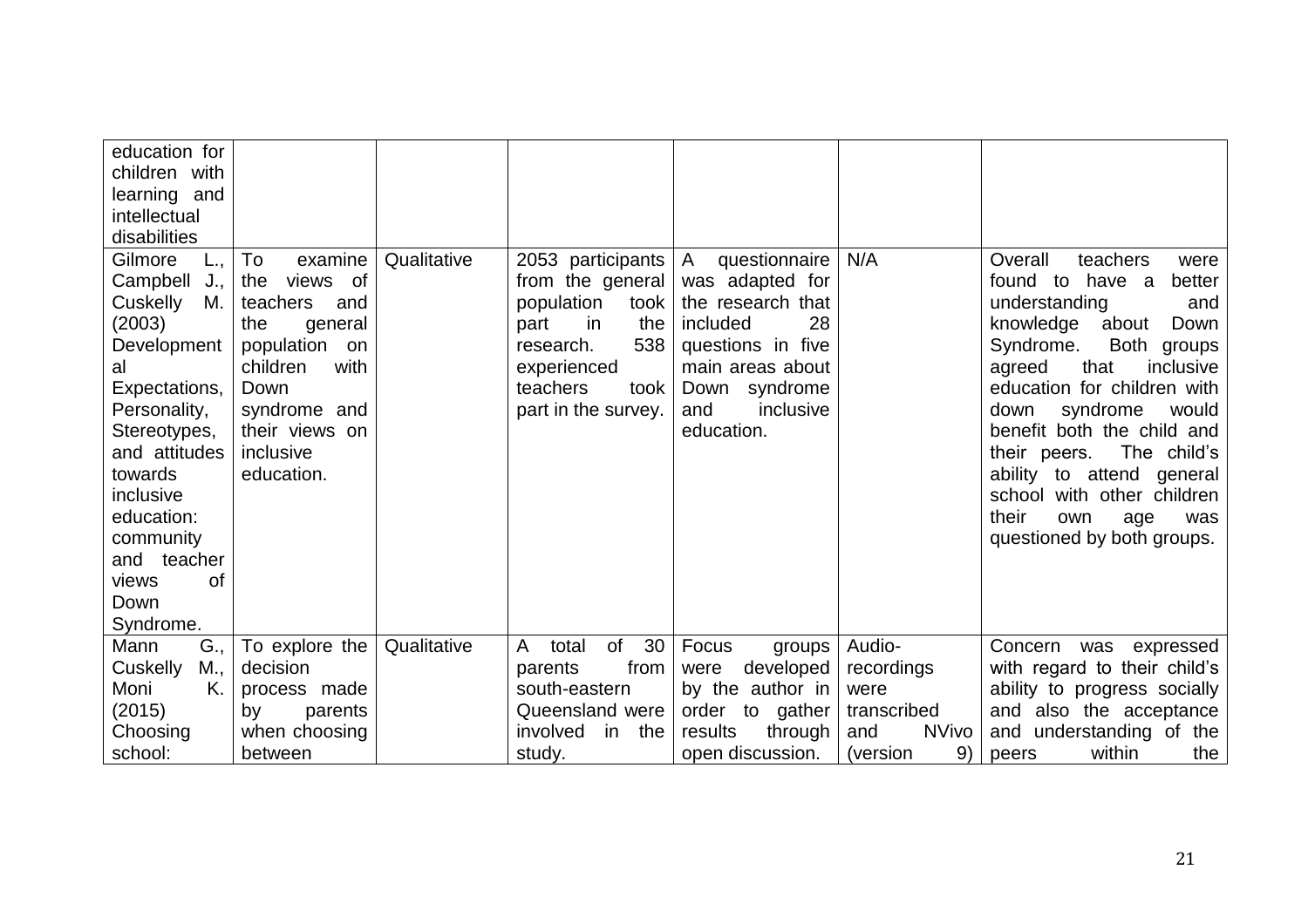| | | | | | | |
|---|---|---|---|---|---|---|
| education for children with learning and intellectual disabilities | | | | | | |
| Gilmore L., Campbell J., Cuskelly M. (2003) Developmental Expectations, Personality, Stereotypes, and attitudes towards inclusive education: community and teacher views of Down Syndrome. | To examine the views of teachers and the general population on children with Down syndrome and their views on inclusive education. | Qualitative | 2053 participants from the general population took part in the research. 538 experienced teachers took part in the survey. | A questionnaire was adapted for the research that included 28 questions in five main areas about Down syndrome and inclusive education. | N/A | Overall teachers were found to have a better understanding and knowledge about Down Syndrome. Both groups agreed that inclusive education for children with down syndrome would benefit both the child and their peers. The child's ability to attend general school with other children their own age was questioned by both groups. |
| Mann G., Cuskelly M., Moni K. (2015) Choosing school: | To explore the decision process made by parents when choosing between | Qualitative | A total of 30 parents from south-eastern Queensland were involved in the study. | Focus groups were developed by the author in order to gather results through open discussion. | Audio-recordings were transcribed and NVivo (version 9) | Concern was expressed with regard to their child's ability to progress socially and also the acceptance and understanding of the peers within the |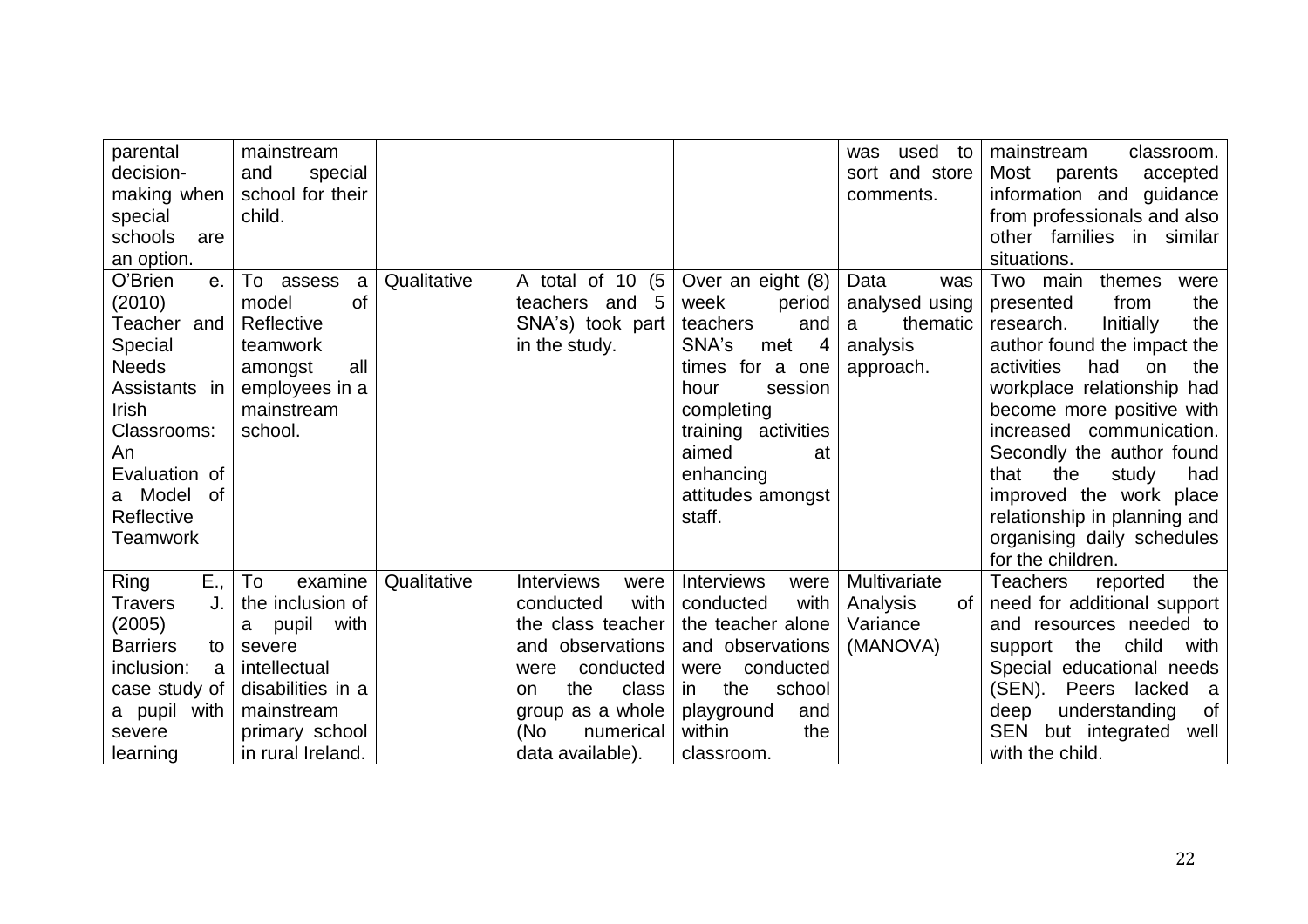| | | | | | | |
|---|---|---|---|---|---|---|
| parental decision-making when special schools are an option. | mainstream and special school for their child. | | | | was used to sort and store comments. | mainstream classroom. Most parents accepted information and guidance from professionals and also other families in similar situations. |
| O'Brien e. (2010) Teacher and Special Needs Assistants in Irish Classrooms: An Evaluation of a Model of Reflective Teamwork | To assess a model of Reflective teamwork amongst all employees in a mainstream school. | Qualitative | A total of 10 (5 teachers and 5 SNA's) took part in the study. | Over an eight (8) week period teachers and SNA's met 4 times for a one hour session completing training activities aimed at enhancing attitudes amongst staff. | Data was analysed using a thematic analysis approach. | Two main themes were presented from the research. Initially the author found the impact the activities had on the workplace relationship had become more positive with increased communication. Secondly the author found that the study had improved the work place relationship in planning and organising daily schedules for the children. |
| Ring E., Travers J. (2005) Barriers to inclusion: a case study of a pupil with severe learning | To examine the inclusion of a pupil with severe intellectual disabilities in a mainstream primary school in rural Ireland. | Qualitative | Interviews were conducted with the class teacher and observations were conducted on the class group as a whole (No numerical data available). | Interviews were conducted with the teacher alone and observations were conducted in the school playground and within the classroom. | Multivariate Analysis of Variance (MANOVA) | Teachers reported the need for additional support and resources needed to support the child with Special educational needs (SEN). Peers lacked a deep understanding of SEN but integrated well with the child. |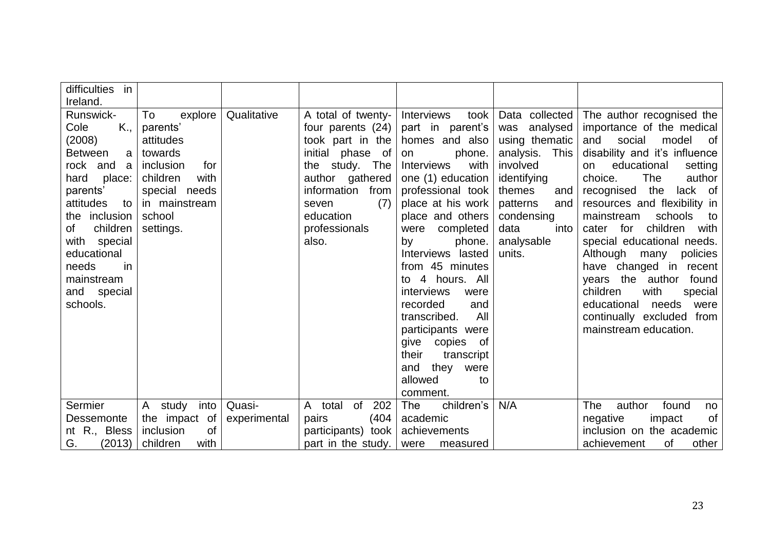| | | | | | | |
|---|---|---|---|---|---|---|
| difficulties in Ireland. | | | | | | |
| Runswick-Cole K., (2008) Between a rock and a hard place: parents' attitudes to the inclusion of children with special educational needs in mainstream and special schools. | To explore parents' attitudes towards inclusion for children with special needs in mainstream school settings. | Qualitative | A total of twenty-four parents (24) took part in the initial phase of the study. The author gathered information from seven (7) education professionals also. | Interviews took part in parent's homes and also on phone. Interviews with one (1) education professional took place at his work place and others were completed by phone. Interviews lasted from 45 minutes to 4 hours. All interviews were recorded and transcribed. All participants were give copies of their transcript and they were allowed to comment. | Data collected was analysed using thematic analysis. This involved identifying themes and patterns and condensing data into analysable units. | The author recognised the importance of the medical and social model of disability and it's influence on educational setting choice. The author recognised the lack of resources and flexibility in mainstream schools to cater for children with special educational needs. Although many policies have changed in recent years the author found children with special educational needs were continually excluded from mainstream education. |
| Sermier Dessemontent R., Bless G. (2013) | A study into the impact of inclusion of children with | Quasi-experimental | A total of 202 pairs (404 participants) took part in the study. | The children's academic achievements were measured | N/A | The author found no negative impact of inclusion on the academic achievement of other |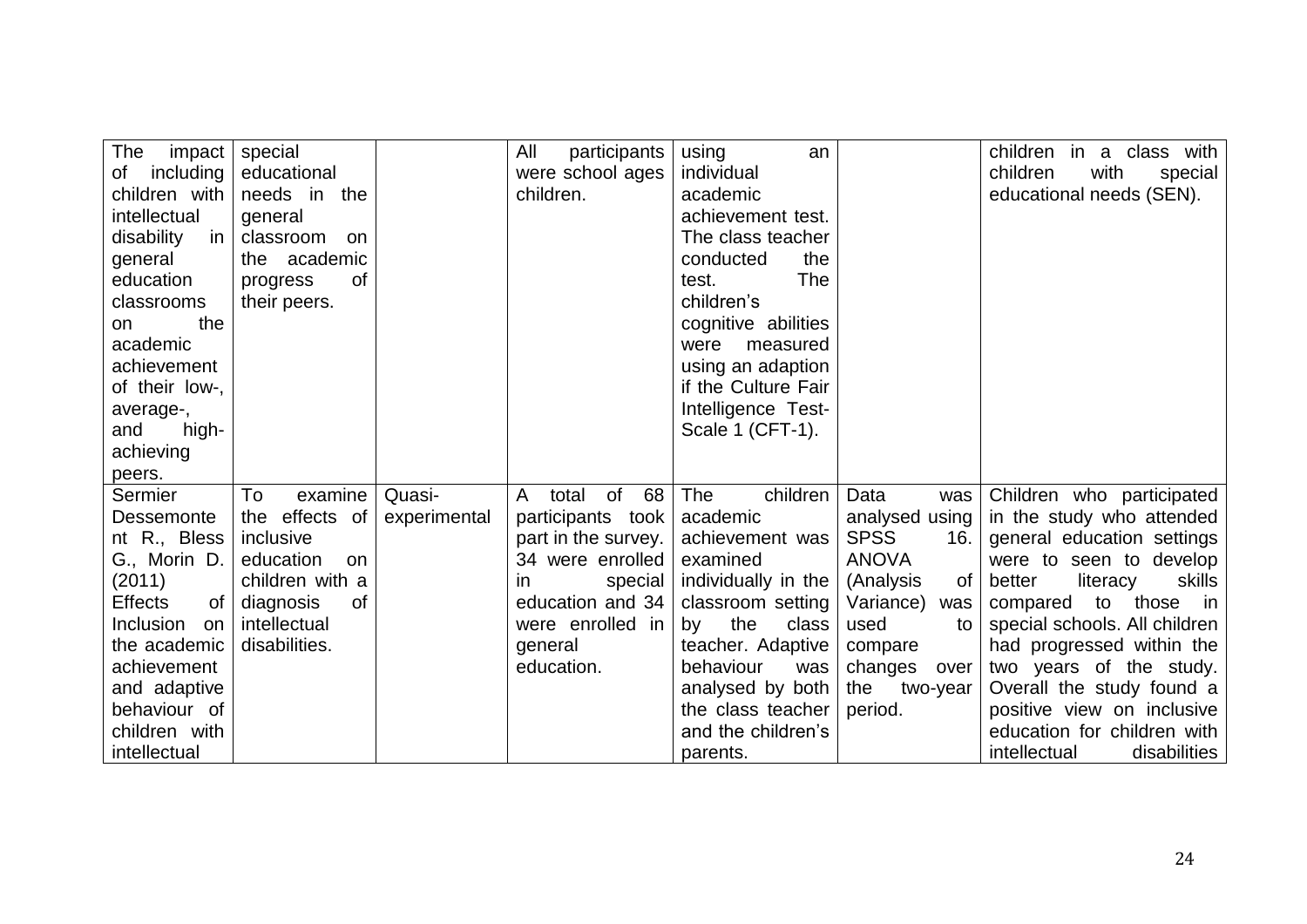| | | | | | | |
|---|---|---|---|---|---|---|
| The impact of including children with intellectual disability in general education classrooms on the academic achievement of their low-, average-, and high-achieving peers. | special educational needs in the general classroom on the academic progress of their peers. | | All participants were school ages children. | using an individual academic achievement test. The class teacher conducted the test. The children's cognitive abilities were measured using an adaption if the Culture Fair Intelligence Test-Scale 1 (CFT-1). | | children in a class with children with special educational needs (SEN). |
| Sermier Dessemontent R., Bless G., Morin D. (2011) Effects of Inclusion on the academic achievement and adaptive behaviour of children with intellectual | To examine the effects of inclusive education on children with a diagnosis of intellectual disabilities. | Quasi-experimental | A total of 68 participants took part in the survey. 34 were enrolled in special education and 34 were enrolled in general education. | The children academic achievement was examined individually in the classroom setting by the class teacher. Adaptive behaviour was analysed by both the class teacher and the children's parents. | Data was analysed using SPSS 16. ANOVA (Analysis of Variance) was used to compare changes over the two-year period. | Children who participated in the study who attended general education settings were to seen to develop better literacy skills compared to those in special schools. All children had progressed within the two years of the study. Overall the study found a positive view on inclusive education for children with intellectual disabilities |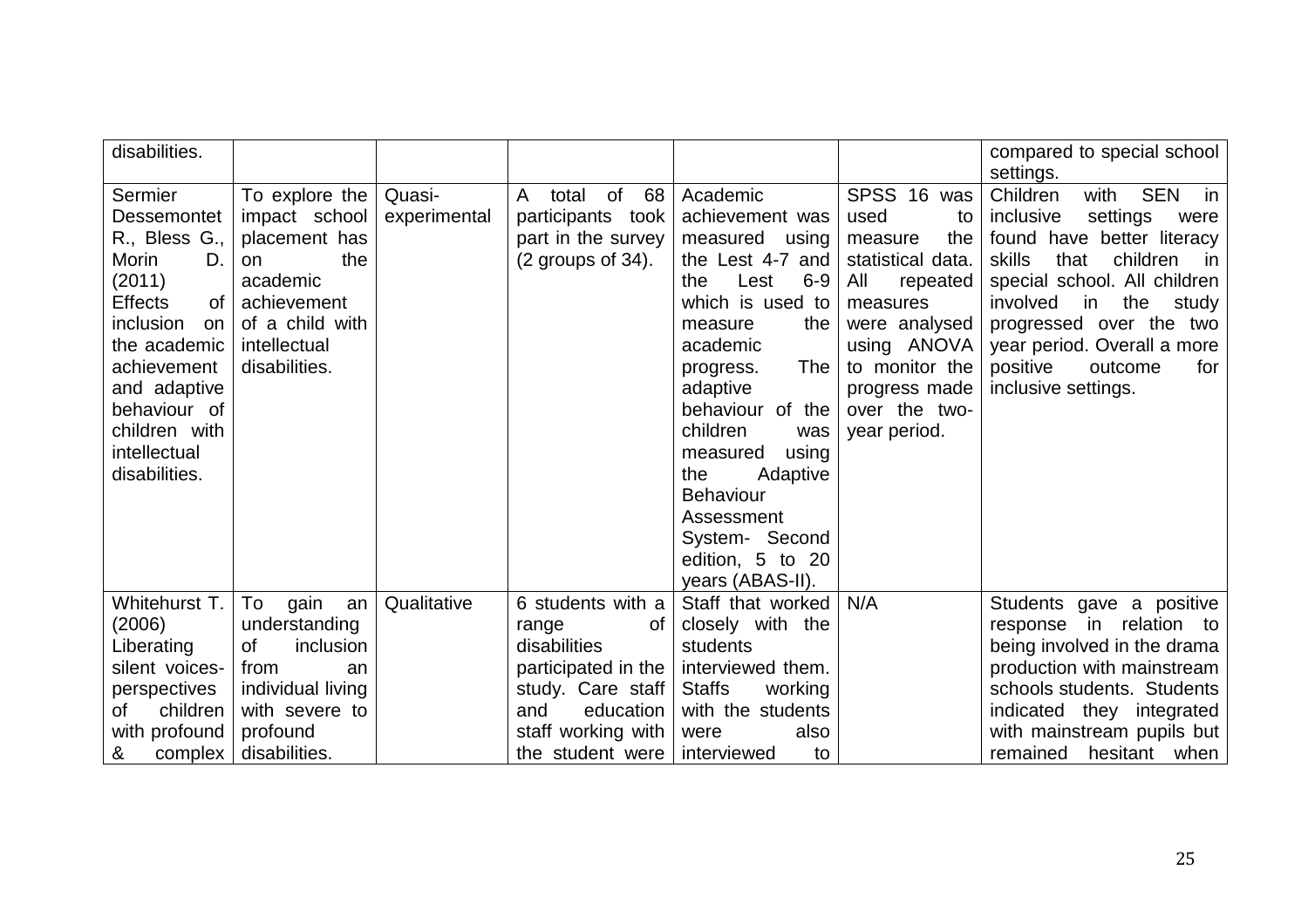| | | | | | | |
|---|---|---|---|---|---|---|
| disabilities. | | | | | | compared to special school settings. |
| Sermier Dessemontet R., Bless G., Morin D. (2011) Effects of inclusion on the academic achievement and adaptive behaviour of children with intellectual disabilities. | To explore the impact school placement has on the academic achievement of a child with intellectual disabilities. | Quasi-experimental | A total of 68 participants took part in the survey (2 groups of 34). | Academic achievement was measured using the Lest 4-7 and the Lest 6-9 which is used to measure the academic progress. The adaptive behaviour of the children was measured using the Adaptive Behaviour Assessment System- Second edition, 5 to 20 years (ABAS-II). | SPSS 16 was used to measure the statistical data. All repeated measures were analysed using ANOVA to monitor the progress made over the two-year period. | Children with SEN in inclusive settings were found have better literacy skills that children in special school. All children involved in the study progressed over the two year period. Overall a more positive outcome for inclusive settings. |
| Whitehurst T. (2006) Liberating silent voices- perspectives of children with profound & complex | To gain an understanding of inclusion from an individual living with severe to profound disabilities. | Qualitative | 6 students with a range of disabilities participated in the study. Care staff and education staff working with the student were | Staff that worked closely with the students interviewed them. Staffs working with the students were also interviewed to | N/A | Students gave a positive response in relation to being involved in the drama production with mainstream schools students. Students indicated they integrated with mainstream pupils but remained hesitant when |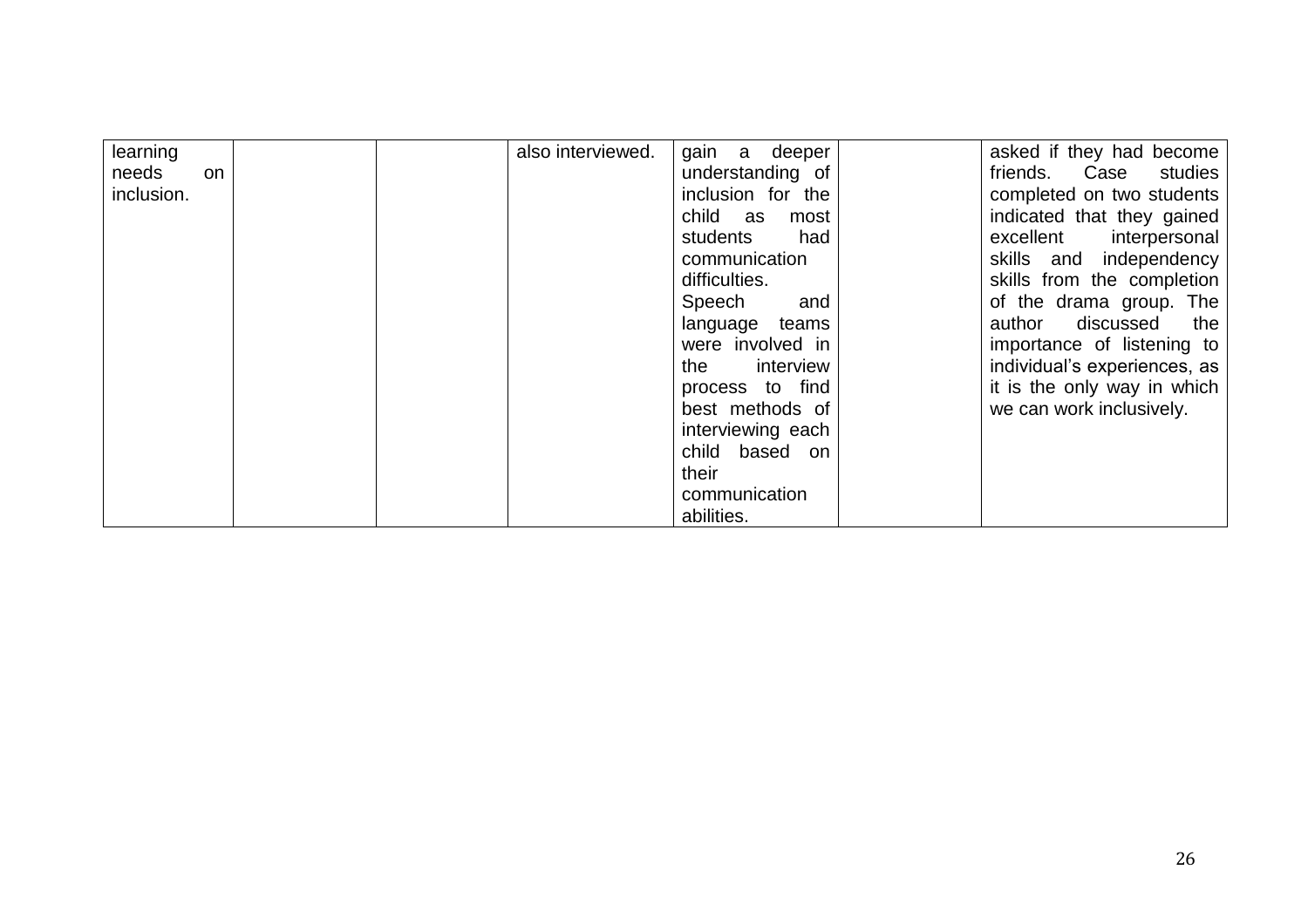| learning needs on inclusion. | | | also interviewed. | gain a deeper understanding of inclusion for the child as most students had communication difficulties. Speech and language teams were involved in the interview process to find best methods of interviewing each child based on their communication abilities. | | asked if they had become friends. Case studies completed on two students indicated that they gained excellent interpersonal skills and independency skills from the completion of the drama group. The author discussed the importance of listening to individual's experiences, as it is the only way in which we can work inclusively. |
|---|---|---|---|---|---|---|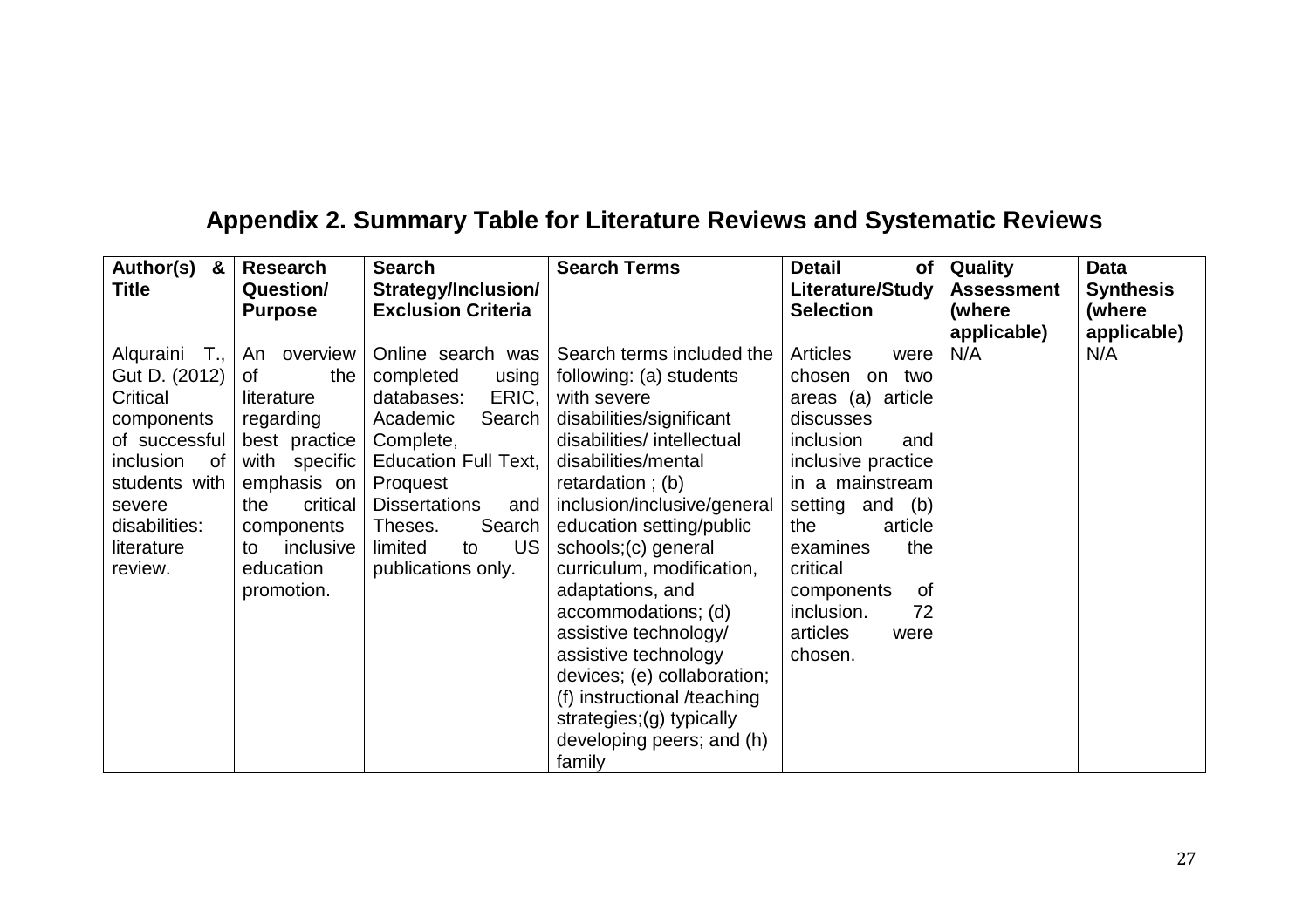## Appendix 2. Summary Table for Literature Reviews and Systematic Reviews

| Author(s) & Title | Research Question/ Purpose | Search Strategy/Inclusion/ Exclusion Criteria | Search Terms | Detail of Literature/Study Selection | Quality Assessment (where applicable) | Data Synthesis (where applicable) |
|---|---|---|---|---|---|---|
| Alquraini T., Gut D. (2012) Critical components of successful inclusion of students with severe disabilities: literature review. | An overview of the literature regarding best practice with specific emphasis on the critical components to inclusive education promotion. | Online search was completed using databases: ERIC, Academic Search Complete, Education Full Text, Proquest Dissertations and Theses. Search limited to US publications only. | Search terms included the following: (a) students with severe disabilities/significant disabilities/ intellectual disabilities/mental retardation ; (b) inclusion/inclusive/general education setting/public schools;(c) general curriculum, modification, adaptations, and accommodations; (d) assistive technology/ assistive technology devices; (e) collaboration; (f) instructional /teaching strategies;(g) typically developing peers; and (h) family | Articles were chosen on two areas (a) article discusses inclusion and inclusive practice in a mainstream setting and (b) the article examines the critical components of inclusion. 72 articles were chosen. | N/A | N/A |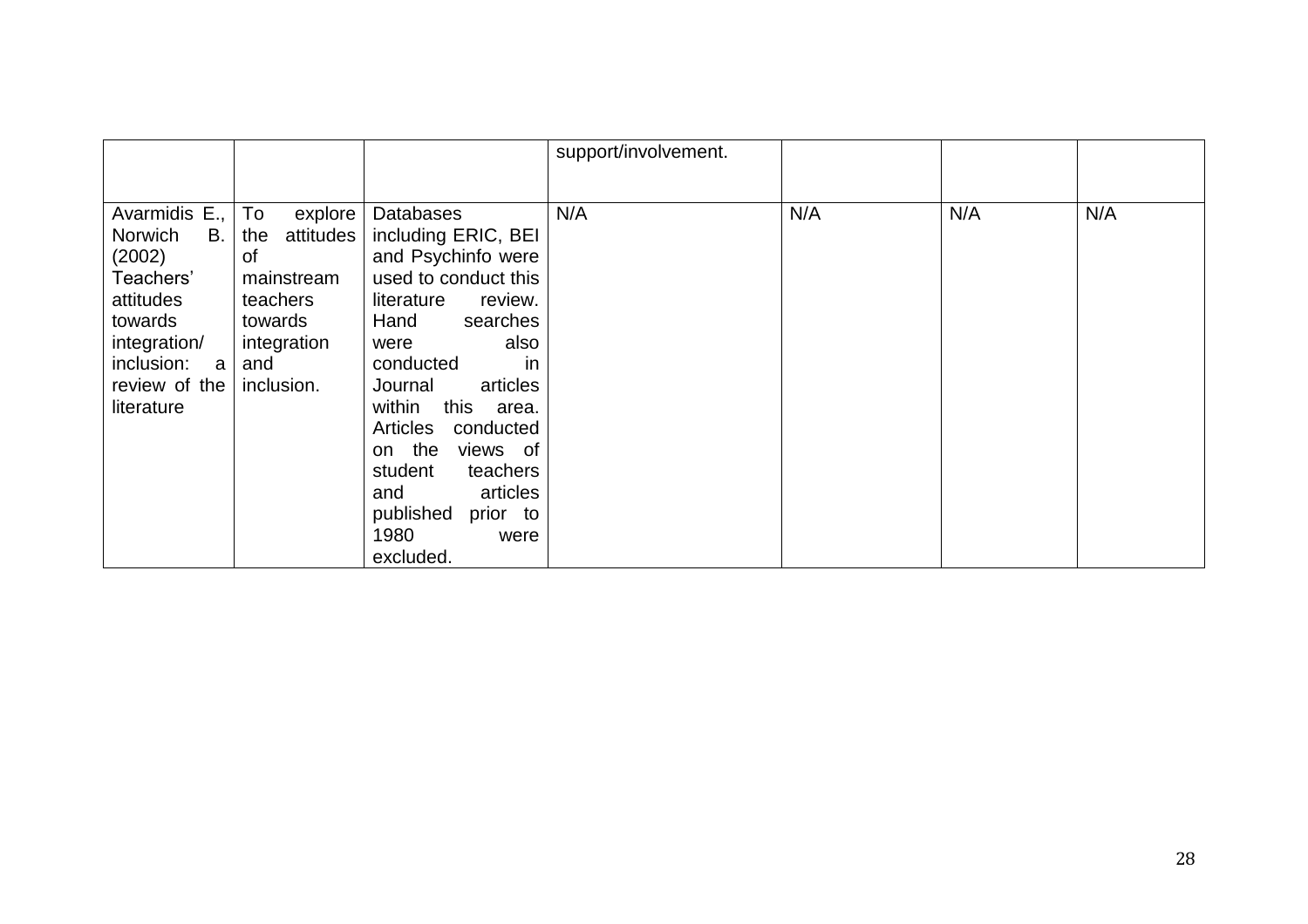|  |  |  |  |  |  |  |
|---|---|---|---|---|---|---|
|  |  |  | support/involvement. |  |  |  |
| Avarmidis E., Norwich B. (2002) Teachers' attitudes towards integration/ inclusion: a review of the literature | To explore the attitudes of mainstream teachers towards integration and inclusion. | Databases including ERIC, BEI and Psychinfo were used to conduct this literature review. Hand searches were also conducted in Journal articles within this area. Articles conducted on the views of student teachers and articles published prior to 1980 were excluded. | N/A | N/A | N/A | N/A |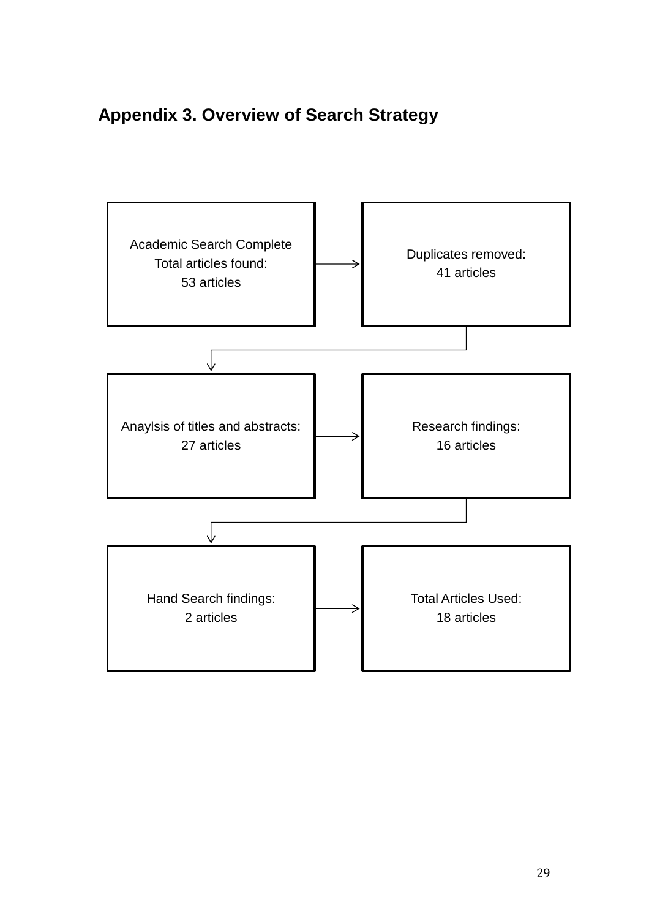# Appendix 3. Overview of Search Strategy

Academic Search Complete
Total articles found:
53 articles

Duplicates removed:
41 articles

Anaylsis of titles and abstracts:
27 articles

Research findings:
16 articles

Hand Search findings:
2 articles

Total Articles Used:
18 articles